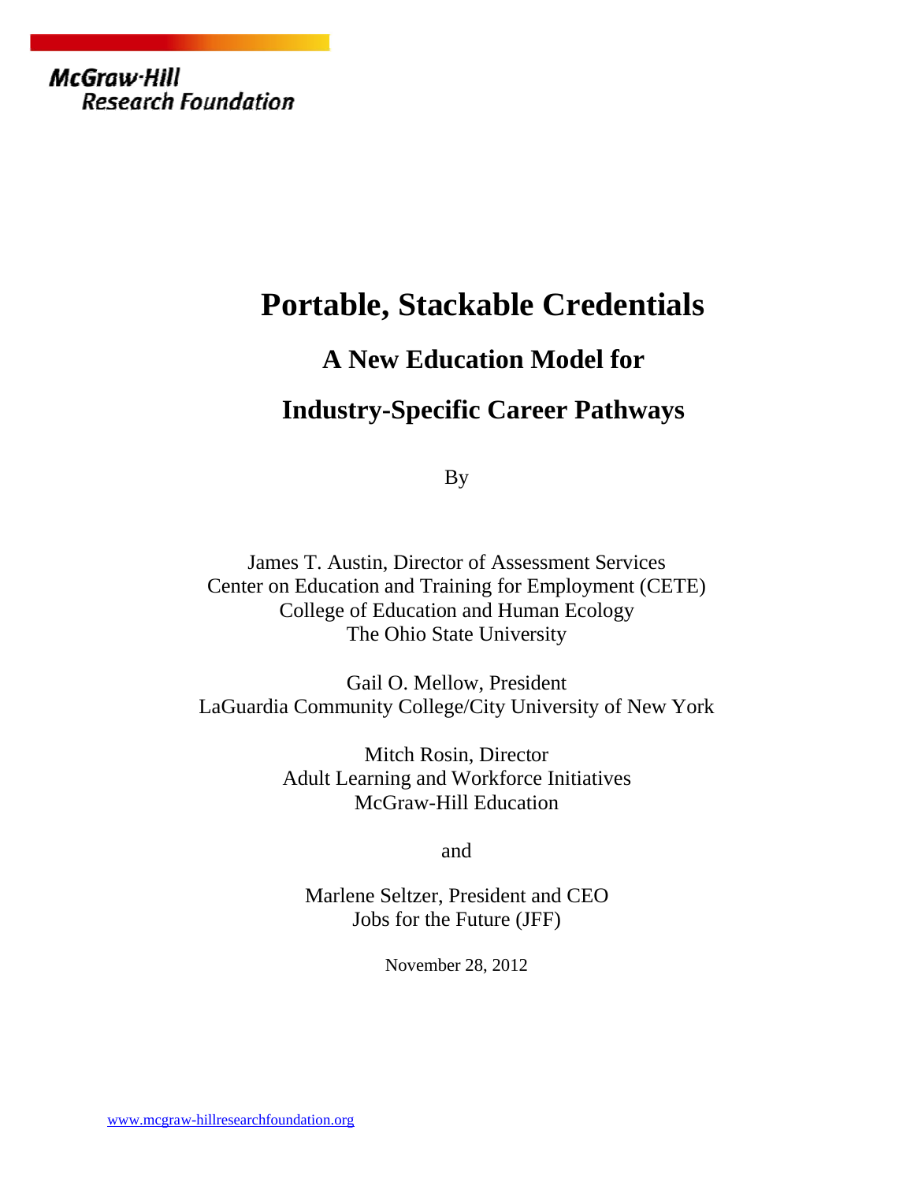McGraw-Hill
Research Foundation

# Portable, Stackable Credentials

## A New Education Model for

## Industry-Specific Career Pathways

By

James T. Austin, Director of Assessment Services
Center on Education and Training for Employment (CETE)
College of Education and Human Ecology
The Ohio State University

Gail O. Mellow, President
LaGuardia Community College/City University of New York

Mitch Rosin, Director
Adult Learning and Workforce Initiatives
McGraw-Hill Education

and

Marlene Seltzer, President and CEO
Jobs for the Future (JFF)

November 28, 2012

www.mcgraw-hillresearchfoundation.org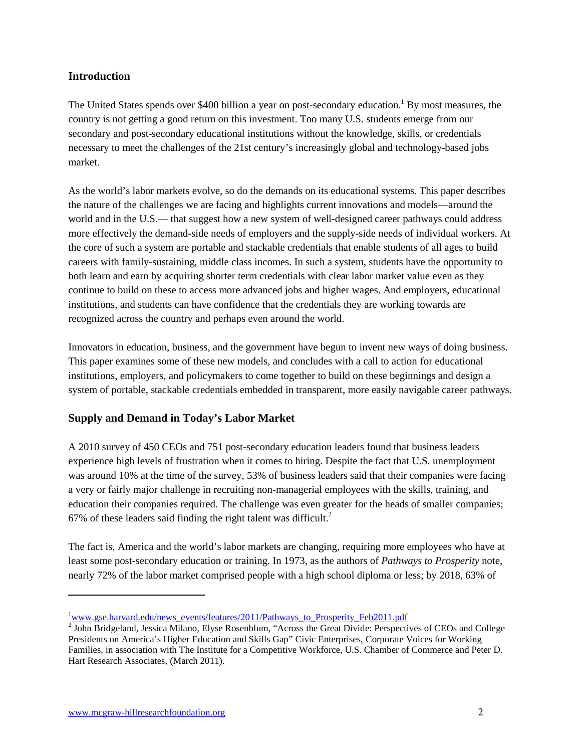## Introduction

The United States spends over $400 billion a year on post-secondary education.[1] By most measures, the country is not getting a good return on this investment. Too many U.S. students emerge from our secondary and post-secondary educational institutions without the knowledge, skills, or credentials necessary to meet the challenges of the 21st century's increasingly global and technology-based jobs market.

As the world's labor markets evolve, so do the demands on its educational systems. This paper describes the nature of the challenges we are facing and highlights current innovations and models—around the world and in the U.S.— that suggest how a new system of well-designed career pathways could address more effectively the demand-side needs of employers and the supply-side needs of individual workers. At the core of such a system are portable and stackable credentials that enable students of all ages to build careers with family-sustaining, middle class incomes. In such a system, students have the opportunity to both learn and earn by acquiring shorter term credentials with clear labor market value even as they continue to build on these to access more advanced jobs and higher wages. And employers, educational institutions, and students can have confidence that the credentials they are working towards are recognized across the country and perhaps even around the world.

Innovators in education, business, and the government have begun to invent new ways of doing business. This paper examines some of these new models, and concludes with a call to action for educational institutions, employers, and policymakers to come together to build on these beginnings and design a system of portable, stackable credentials embedded in transparent, more easily navigable career pathways.

## Supply and Demand in Today's Labor Market

A 2010 survey of 450 CEOs and 751 post-secondary education leaders found that business leaders experience high levels of frustration when it comes to hiring. Despite the fact that U.S. unemployment was around 10% at the time of the survey, 53% of business leaders said that their companies were facing a very or fairly major challenge in recruiting non-managerial employees with the skills, training, and education their companies required. The challenge was even greater for the heads of smaller companies; 67% of these leaders said finding the right talent was difficult.[2]

The fact is, America and the world's labor markets are changing, requiring more employees who have at least some post-secondary education or training. In 1973, as the authors of *Pathways to Prosperity* note, nearly 72% of the labor market comprised people with a high school diploma or less; by 2018, 63% of

---

[1] www.gse.harvard.edu/news_events/features/2011/Pathways_to_Prosperity_Feb2011.pdf

[2] John Bridgeland, Jessica Milano, Elyse Rosenblum, "Across the Great Divide: Perspectives of CEOs and College Presidents on America's Higher Education and Skills Gap" Civic Enterprises, Corporate Voices for Working Families, in association with The Institute for a Competitive Workforce, U.S. Chamber of Commerce and Peter D. Hart Research Associates, (March 2011).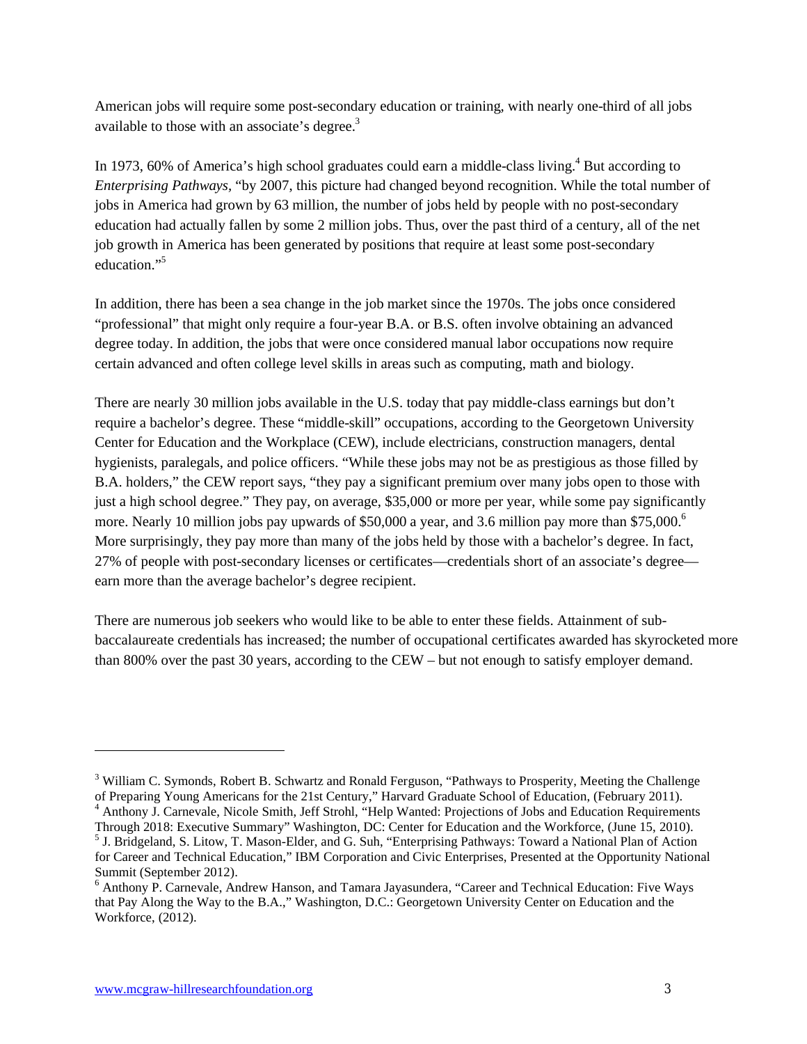American jobs will require some post-secondary education or training, with nearly one-third of all jobs available to those with an associate's degree.[3]

In 1973, 60% of America's high school graduates could earn a middle-class living.[4] But according to *Enterprising Pathways*, "by 2007, this picture had changed beyond recognition. While the total number of jobs in America had grown by 63 million, the number of jobs held by people with no post-secondary education had actually fallen by some 2 million jobs. Thus, over the past third of a century, all of the net job growth in America has been generated by positions that require at least some post-secondary education."[5]

In addition, there has been a sea change in the job market since the 1970s. The jobs once considered "professional" that might only require a four-year B.A. or B.S. often involve obtaining an advanced degree today. In addition, the jobs that were once considered manual labor occupations now require certain advanced and often college level skills in areas such as computing, math and biology.

There are nearly 30 million jobs available in the U.S. today that pay middle-class earnings but don't require a bachelor's degree. These "middle-skill" occupations, according to the Georgetown University Center for Education and the Workplace (CEW), include electricians, construction managers, dental hygienists, paralegals, and police officers. "While these jobs may not be as prestigious as those filled by B.A. holders," the CEW report says, "they pay a significant premium over many jobs open to those with just a high school degree." They pay, on average, $35,000 or more per year, while some pay significantly more. Nearly 10 million jobs pay upwards of $50,000 a year, and 3.6 million pay more than $75,000.[6] More surprisingly, they pay more than many of the jobs held by those with a bachelor's degree. In fact, 27% of people with post-secondary licenses or certificates—credentials short of an associate's degree—earn more than the average bachelor's degree recipient.

There are numerous job seekers who would like to be able to enter these fields. Attainment of sub-baccalaureate credentials has increased; the number of occupational certificates awarded has skyrocketed more than 800% over the past 30 years, according to the CEW – but not enough to satisfy employer demand.

---

[3] William C. Symonds, Robert B. Schwartz and Ronald Ferguson, "Pathways to Prosperity, Meeting the Challenge of Preparing Young Americans for the 21st Century," Harvard Graduate School of Education, (February 2011).

[4] Anthony J. Carnevale, Nicole Smith, Jeff Strohl, "Help Wanted: Projections of Jobs and Education Requirements Through 2018: Executive Summary" Washington, DC: Center for Education and the Workforce, (June 15, 2010).

[5] J. Bridgeland, S. Litow, T. Mason-Elder, and G. Suh, "Enterprising Pathways: Toward a National Plan of Action for Career and Technical Education," IBM Corporation and Civic Enterprises, Presented at the Opportunity National Summit (September 2012).

[6] Anthony P. Carnevale, Andrew Hanson, and Tamara Jayasundera, "Career and Technical Education: Five Ways that Pay Along the Way to the B.A.," Washington, D.C.: Georgetown University Center on Education and the Workforce, (2012).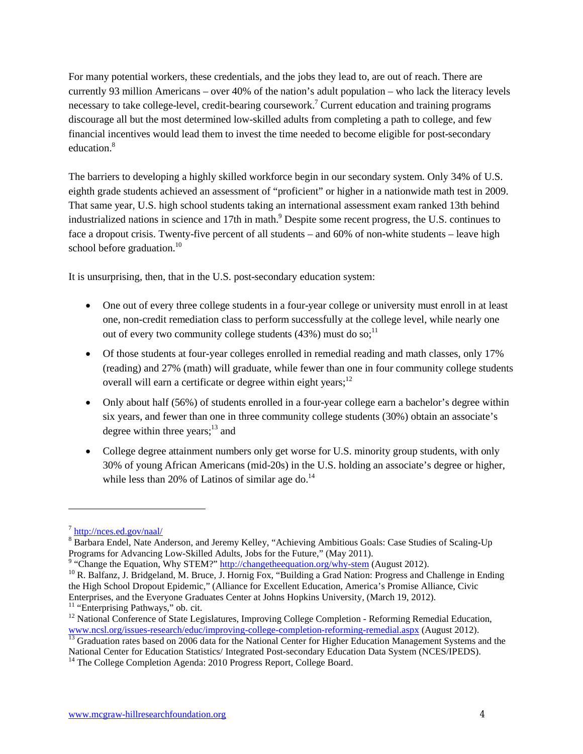For many potential workers, these credentials, and the jobs they lead to, are out of reach. There are currently 93 million Americans – over 40% of the nation's adult population – who lack the literacy levels necessary to take college-level, credit-bearing coursework.[7] Current education and training programs discourage all but the most determined low-skilled adults from completing a path to college, and few financial incentives would lead them to invest the time needed to become eligible for post-secondary education.[8]

The barriers to developing a highly skilled workforce begin in our secondary system. Only 34% of U.S. eighth grade students achieved an assessment of "proficient" or higher in a nationwide math test in 2009. That same year, U.S. high school students taking an international assessment exam ranked 13th behind industrialized nations in science and 17th in math.[9] Despite some recent progress, the U.S. continues to face a dropout crisis. Twenty-five percent of all students – and 60% of non-white students – leave high school before graduation.[10]

It is unsurprising, then, that in the U.S. post-secondary education system:

- One out of every three college students in a four-year college or university must enroll in at least one, non-credit remediation class to perform successfully at the college level, while nearly one out of every two community college students (43%) must do so;[11]
- Of those students at four-year colleges enrolled in remedial reading and math classes, only 17% (reading) and 27% (math) will graduate, while fewer than one in four community college students overall will earn a certificate or degree within eight years;[12]
- Only about half (56%) of students enrolled in a four-year college earn a bachelor's degree within six years, and fewer than one in three community college students (30%) obtain an associate's degree within three years;[13] and
- College degree attainment numbers only get worse for U.S. minority group students, with only 30% of young African Americans (mid-20s) in the U.S. holding an associate's degree or higher, while less than 20% of Latinos of similar age do.[14]

---

[7] http://nces.ed.gov/naal/

[8] Barbara Endel, Nate Anderson, and Jeremy Kelley, "Achieving Ambitious Goals: Case Studies of Scaling-Up Programs for Advancing Low-Skilled Adults, Jobs for the Future," (May 2011).

[9] "Change the Equation, Why STEM?" http://changetheequation.org/why-stem (August 2012).

[10] R. Balfanz, J. Bridgeland, M. Bruce, J. Hornig Fox, "Building a Grad Nation: Progress and Challenge in Ending the High School Dropout Epidemic," (Alliance for Excellent Education, America's Promise Alliance, Civic Enterprises, and the Everyone Graduates Center at Johns Hopkins University, (March 19, 2012).

[11] "Enterprising Pathways," ob. cit.

[12] National Conference of State Legislatures, Improving College Completion - Reforming Remedial Education, www.ncsl.org/issues-research/educ/improving-college-completion-reforming-remedial.aspx (August 2012).

[13] Graduation rates based on 2006 data for the National Center for Higher Education Management Systems and the National Center for Education Statistics/ Integrated Post-secondary Education Data System (NCES/IPEDS).

[14] The College Completion Agenda: 2010 Progress Report, College Board.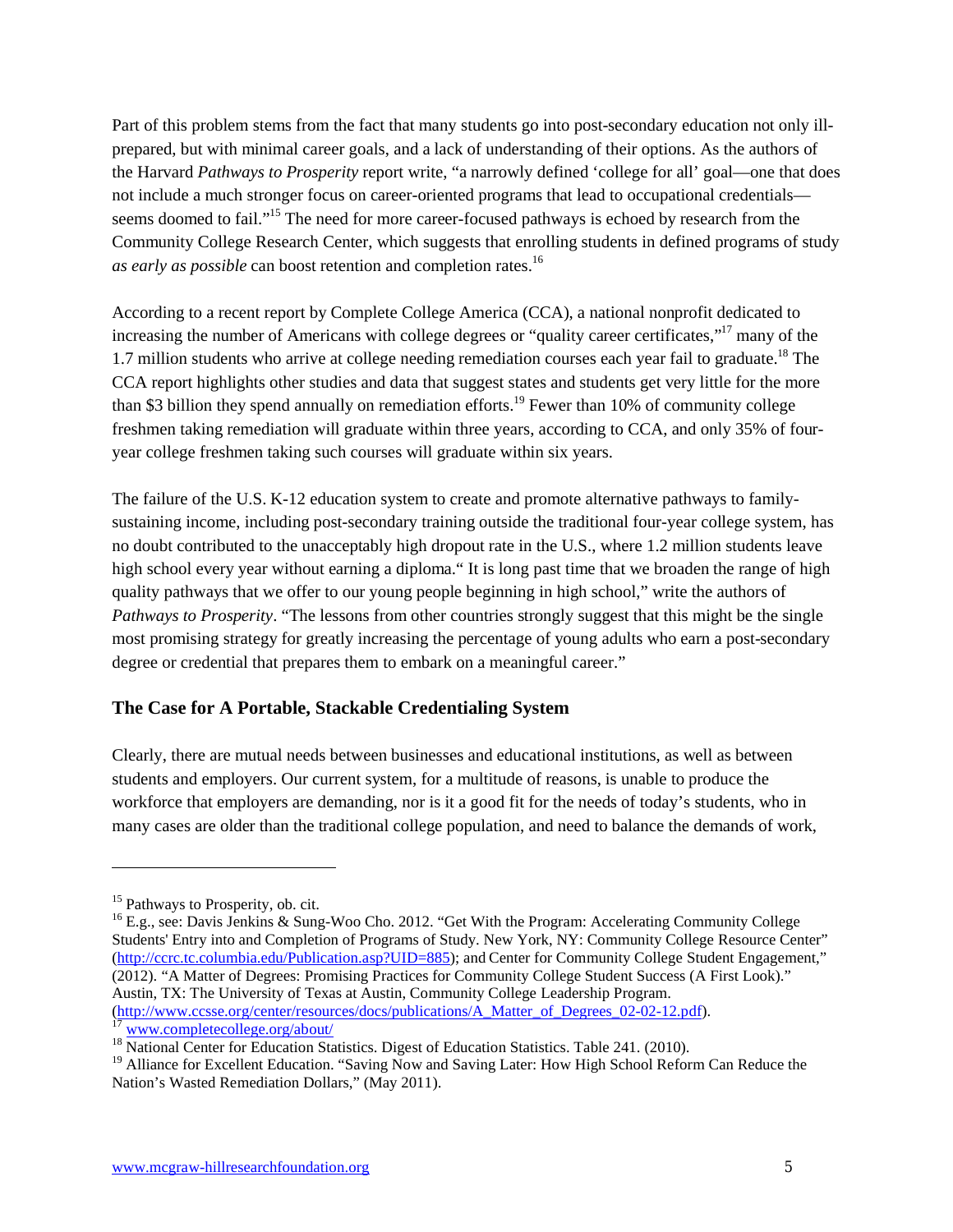Part of this problem stems from the fact that many students go into post-secondary education not only ill-prepared, but with minimal career goals, and a lack of understanding of their options. As the authors of the Harvard *Pathways to Prosperity* report write, "a narrowly defined 'college for all' goal—one that does not include a much stronger focus on career-oriented programs that lead to occupational credentials—seems doomed to fail."[15] The need for more career-focused pathways is echoed by research from the Community College Research Center, which suggests that enrolling students in defined programs of study *as early as possible* can boost retention and completion rates.[16]

According to a recent report by Complete College America (CCA), a national nonprofit dedicated to increasing the number of Americans with college degrees or "quality career certificates,"[17] many of the 1.7 million students who arrive at college needing remediation courses each year fail to graduate.[18] The CCA report highlights other studies and data that suggest states and students get very little for the more than $3 billion they spend annually on remediation efforts.[19] Fewer than 10% of community college freshmen taking remediation will graduate within three years, according to CCA, and only 35% of four-year college freshmen taking such courses will graduate within six years.

The failure of the U.S. K-12 education system to create and promote alternative pathways to family-sustaining income, including post-secondary training outside the traditional four-year college system, has no doubt contributed to the unacceptably high dropout rate in the U.S., where 1.2 million students leave high school every year without earning a diploma." It is long past time that we broaden the range of high quality pathways that we offer to our young people beginning in high school," write the authors of *Pathways to Prosperity*. "The lessons from other countries strongly suggest that this might be the single most promising strategy for greatly increasing the percentage of young adults who earn a post-secondary degree or credential that prepares them to embark on a meaningful career."

## The Case for A Portable, Stackable Credentialing System

Clearly, there are mutual needs between businesses and educational institutions, as well as between students and employers. Our current system, for a multitude of reasons, is unable to produce the workforce that employers are demanding, nor is it a good fit for the needs of today's students, who in many cases are older than the traditional college population, and need to balance the demands of work,

---

[15] Pathways to Prosperity, ob. cit.

[16] E.g., see: Davis Jenkins & Sung-Woo Cho. 2012. "Get With the Program: Accelerating Community College Students' Entry into and Completion of Programs of Study. New York, NY: Community College Resource Center" (http://ccrc.tc.columbia.edu/Publication.asp?UID=885); and Center for Community College Student Engagement," (2012). "A Matter of Degrees: Promising Practices for Community College Student Success (A First Look)." Austin, TX: The University of Texas at Austin, Community College Leadership Program. (http://www.ccsse.org/center/resources/docs/publications/A_Matter_of_Degrees_02-02-12.pdf).

[17] www.completecollege.org/about/

[18] National Center for Education Statistics. Digest of Education Statistics. Table 241. (2010).

[19] Alliance for Excellent Education. "Saving Now and Saving Later: How High School Reform Can Reduce the Nation's Wasted Remediation Dollars," (May 2011).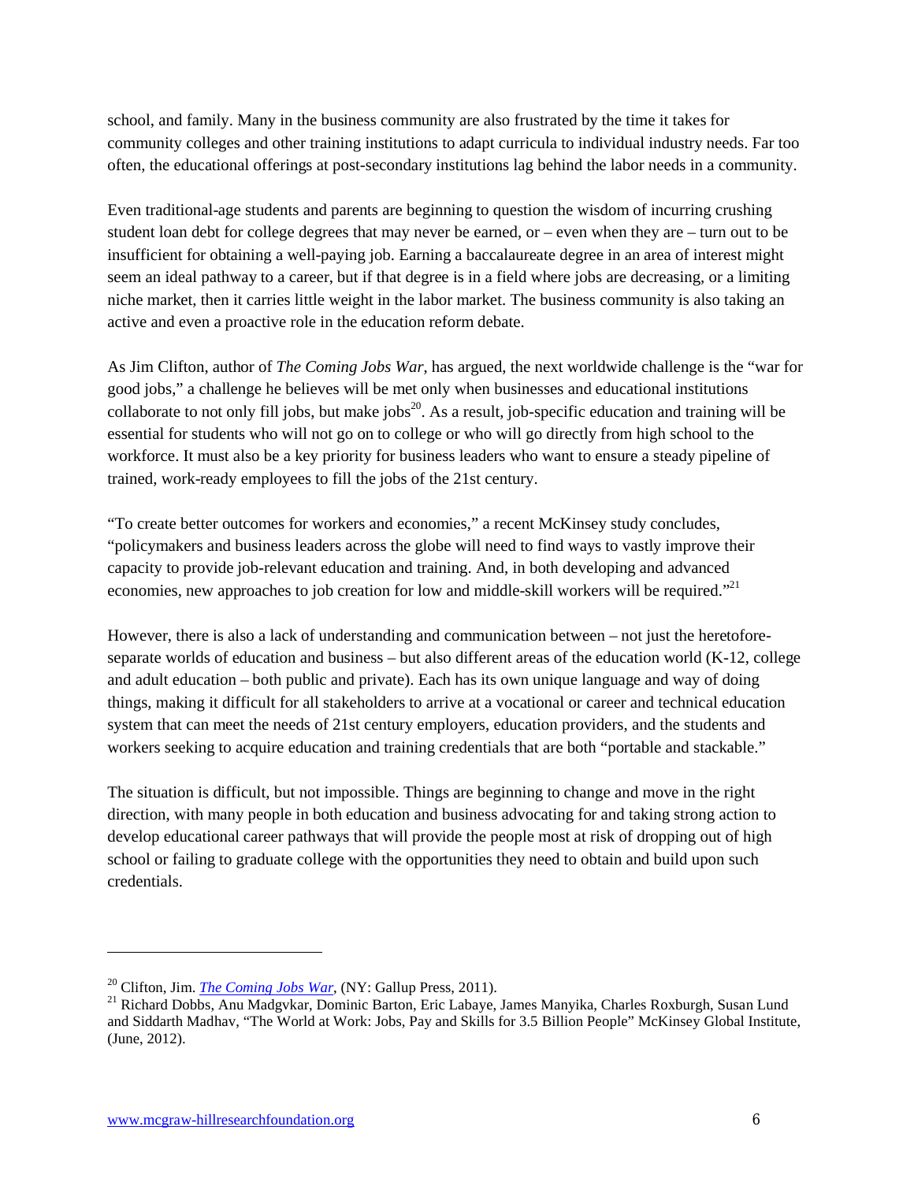school, and family. Many in the business community are also frustrated by the time it takes for community colleges and other training institutions to adapt curricula to individual industry needs. Far too often, the educational offerings at post-secondary institutions lag behind the labor needs in a community.

Even traditional-age students and parents are beginning to question the wisdom of incurring crushing student loan debt for college degrees that may never be earned, or – even when they are – turn out to be insufficient for obtaining a well-paying job. Earning a baccalaureate degree in an area of interest might seem an ideal pathway to a career, but if that degree is in a field where jobs are decreasing, or a limiting niche market, then it carries little weight in the labor market. The business community is also taking an active and even a proactive role in the education reform debate.

As Jim Clifton, author of *The Coming Jobs War*, has argued, the next worldwide challenge is the "war for good jobs," a challenge he believes will be met only when businesses and educational institutions collaborate to not only fill jobs, but make jobs[20]. As a result, job-specific education and training will be essential for students who will not go on to college or who will go directly from high school to the workforce. It must also be a key priority for business leaders who want to ensure a steady pipeline of trained, work-ready employees to fill the jobs of the 21st century.

"To create better outcomes for workers and economies," a recent McKinsey study concludes, "policymakers and business leaders across the globe will need to find ways to vastly improve their capacity to provide job-relevant education and training. And, in both developing and advanced economies, new approaches to job creation for low and middle-skill workers will be required."[21]

However, there is also a lack of understanding and communication between – not just the heretofore-separate worlds of education and business – but also different areas of the education world (K-12, college and adult education – both public and private). Each has its own unique language and way of doing things, making it difficult for all stakeholders to arrive at a vocational or career and technical education system that can meet the needs of 21st century employers, education providers, and the students and workers seeking to acquire education and training credentials that are both "portable and stackable."

The situation is difficult, but not impossible. Things are beginning to change and move in the right direction, with many people in both education and business advocating for and taking strong action to develop educational career pathways that will provide the people most at risk of dropping out of high school or failing to graduate college with the opportunities they need to obtain and build upon such credentials.

---

[20] Clifton, Jim. *The Coming Jobs War*, (NY: Gallup Press, 2011).

[21] Richard Dobbs, Anu Madgvkar, Dominic Barton, Eric Labaye, James Manyika, Charles Roxburgh, Susan Lund and Siddarth Madhav, "The World at Work: Jobs, Pay and Skills for 3.5 Billion People" McKinsey Global Institute, (June, 2012).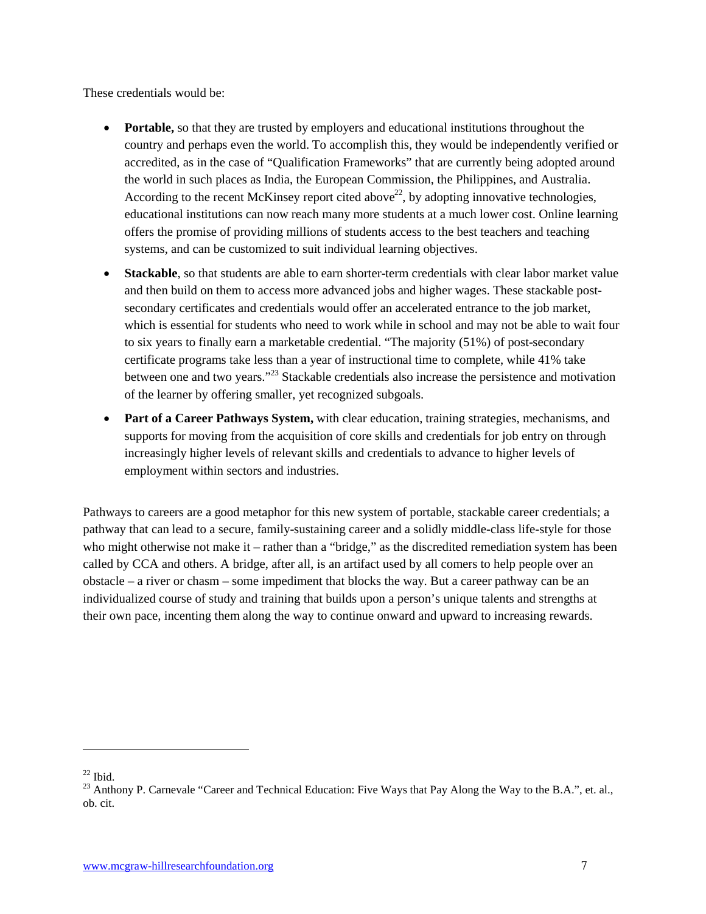These credentials would be:

- **Portable,** so that they are trusted by employers and educational institutions throughout the country and perhaps even the world. To accomplish this, they would be independently verified or accredited, as in the case of "Qualification Frameworks" that are currently being adopted around the world in such places as India, the European Commission, the Philippines, and Australia. According to the recent McKinsey report cited above[22], by adopting innovative technologies, educational institutions can now reach many more students at a much lower cost. Online learning offers the promise of providing millions of students access to the best teachers and teaching systems, and can be customized to suit individual learning objectives.
- **Stackable**, so that students are able to earn shorter-term credentials with clear labor market value and then build on them to access more advanced jobs and higher wages. These stackable post-secondary certificates and credentials would offer an accelerated entrance to the job market, which is essential for students who need to work while in school and may not be able to wait four to six years to finally earn a marketable credential. "The majority (51%) of post-secondary certificate programs take less than a year of instructional time to complete, while 41% take between one and two years."[23] Stackable credentials also increase the persistence and motivation of the learner by offering smaller, yet recognized subgoals.
- **Part of a Career Pathways System,** with clear education, training strategies, mechanisms, and supports for moving from the acquisition of core skills and credentials for job entry on through increasingly higher levels of relevant skills and credentials to advance to higher levels of employment within sectors and industries.

Pathways to careers are a good metaphor for this new system of portable, stackable career credentials; a pathway that can lead to a secure, family-sustaining career and a solidly middle-class life-style for those who might otherwise not make it – rather than a "bridge," as the discredited remediation system has been called by CCA and others. A bridge, after all, is an artifact used by all comers to help people over an obstacle – a river or chasm – some impediment that blocks the way. But a career pathway can be an individualized course of study and training that builds upon a person's unique talents and strengths at their own pace, incenting them along the way to continue onward and upward to increasing rewards.

---

[22] Ibid.

[23] Anthony P. Carnevale "Career and Technical Education: Five Ways that Pay Along the Way to the B.A.", et. al., ob. cit.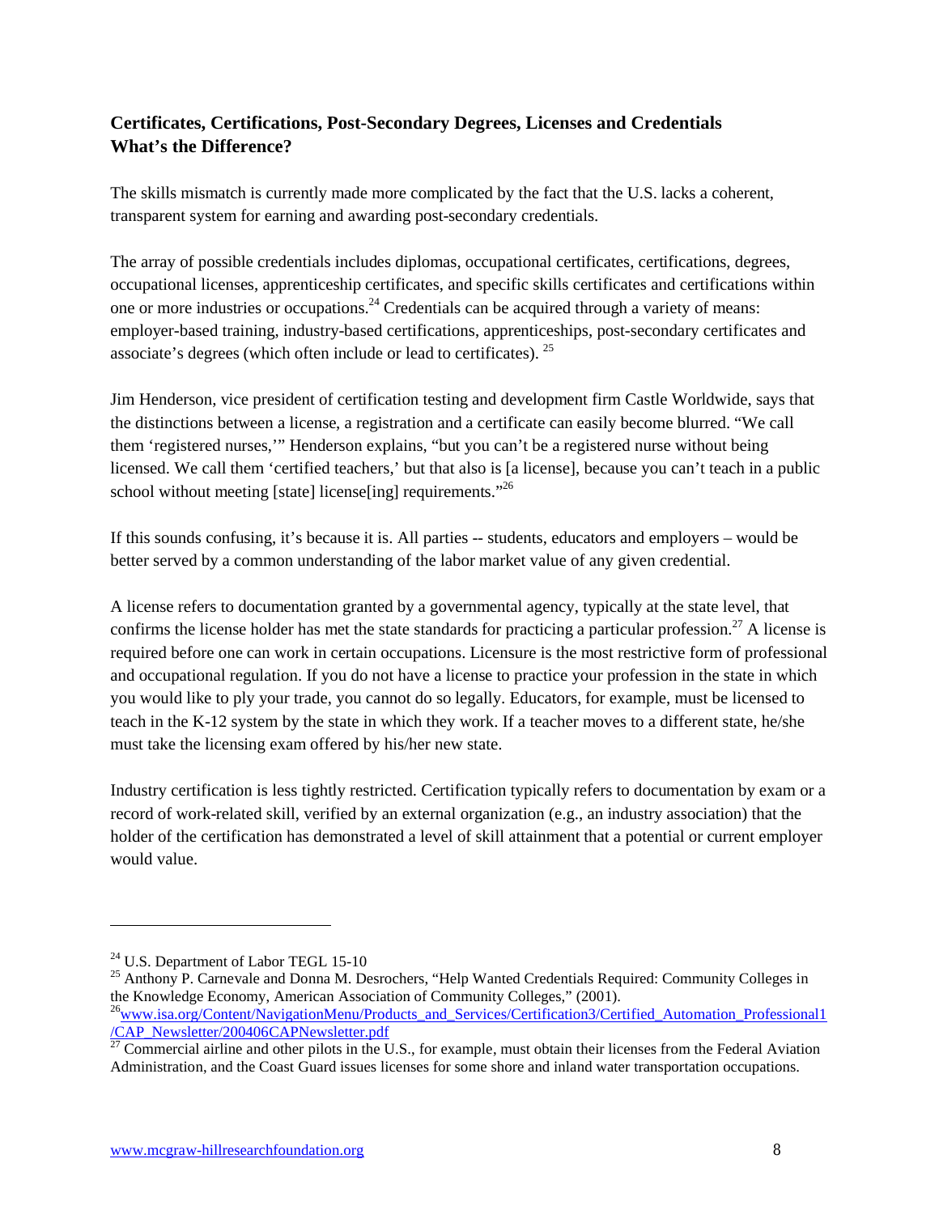## Certificates, Certifications, Post-Secondary Degrees, Licenses and Credentials What's the Difference?

The skills mismatch is currently made more complicated by the fact that the U.S. lacks a coherent, transparent system for earning and awarding post-secondary credentials.

The array of possible credentials includes diplomas, occupational certificates, certifications, degrees, occupational licenses, apprenticeship certificates, and specific skills certificates and certifications within one or more industries or occupations.[24] Credentials can be acquired through a variety of means: employer-based training, industry-based certifications, apprenticeships, post-secondary certificates and associate's degrees (which often include or lead to certificates).[25]

Jim Henderson, vice president of certification testing and development firm Castle Worldwide, says that the distinctions between a license, a registration and a certificate can easily become blurred. "We call them 'registered nurses,'" Henderson explains, "but you can't be a registered nurse without being licensed. We call them 'certified teachers,' but that also is [a license], because you can't teach in a public school without meeting [state] license[ing] requirements."[26]

If this sounds confusing, it's because it is. All parties -- students, educators and employers – would be better served by a common understanding of the labor market value of any given credential.

A license refers to documentation granted by a governmental agency, typically at the state level, that confirms the license holder has met the state standards for practicing a particular profession.[27] A license is required before one can work in certain occupations. Licensure is the most restrictive form of professional and occupational regulation. If you do not have a license to practice your profession in the state in which you would like to ply your trade, you cannot do so legally. Educators, for example, must be licensed to teach in the K-12 system by the state in which they work. If a teacher moves to a different state, he/she must take the licensing exam offered by his/her new state.

Industry certification is less tightly restricted. Certification typically refers to documentation by exam or a record of work-related skill, verified by an external organization (e.g., an industry association) that the holder of the certification has demonstrated a level of skill attainment that a potential or current employer would value.

---

[24] U.S. Department of Labor TEGL 15-10

[25] Anthony P. Carnevale and Donna M. Desrochers, "Help Wanted Credentials Required: Community Colleges in the Knowledge Economy, American Association of Community Colleges," (2001).

[26] www.isa.org/Content/NavigationMenu/Products_and_Services/Certification3/Certified_Automation_Professional1/CAP_Newsletter/200406CAPNewsletter.pdf

[27] Commercial airline and other pilots in the U.S., for example, must obtain their licenses from the Federal Aviation Administration, and the Coast Guard issues licenses for some shore and inland water transportation occupations.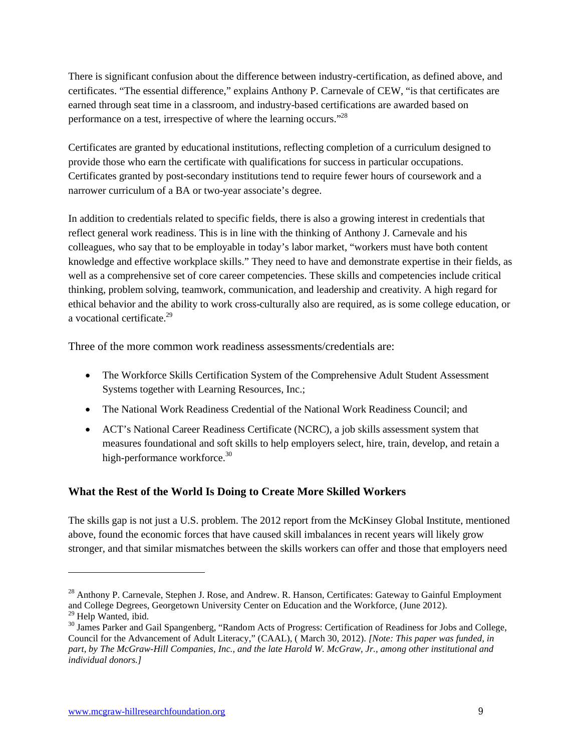There is significant confusion about the difference between industry-certification, as defined above, and certificates. "The essential difference," explains Anthony P. Carnevale of CEW, "is that certificates are earned through seat time in a classroom, and industry-based certifications are awarded based on performance on a test, irrespective of where the learning occurs."[28]

Certificates are granted by educational institutions, reflecting completion of a curriculum designed to provide those who earn the certificate with qualifications for success in particular occupations. Certificates granted by post-secondary institutions tend to require fewer hours of coursework and a narrower curriculum of a BA or two-year associate's degree.

In addition to credentials related to specific fields, there is also a growing interest in credentials that reflect general work readiness. This is in line with the thinking of Anthony J. Carnevale and his colleagues, who say that to be employable in today's labor market, "workers must have both content knowledge and effective workplace skills." They need to have and demonstrate expertise in their fields, as well as a comprehensive set of core career competencies. These skills and competencies include critical thinking, problem solving, teamwork, communication, and leadership and creativity. A high regard for ethical behavior and the ability to work cross-culturally also are required, as is some college education, or a vocational certificate.[29]

Three of the more common work readiness assessments/credentials are:

- The Workforce Skills Certification System of the Comprehensive Adult Student Assessment Systems together with Learning Resources, Inc.;
- The National Work Readiness Credential of the National Work Readiness Council; and
- ACT's National Career Readiness Certificate (NCRC), a job skills assessment system that measures foundational and soft skills to help employers select, hire, train, develop, and retain a high-performance workforce.[30]

### What the Rest of the World Is Doing to Create More Skilled Workers

The skills gap is not just a U.S. problem. The 2012 report from the McKinsey Global Institute, mentioned above, found the economic forces that have caused skill imbalances in recent years will likely grow stronger, and that similar mismatches between the skills workers can offer and those that employers need

---

[28] Anthony P. Carnevale, Stephen J. Rose, and Andrew. R. Hanson, Certificates: Gateway to Gainful Employment and College Degrees, Georgetown University Center on Education and the Workforce, (June 2012).

[29] Help Wanted, ibid.

[30] James Parker and Gail Spangenberg, "Random Acts of Progress: Certification of Readiness for Jobs and College, Council for the Advancement of Adult Literacy," (CAAL), ( March 30, 2012). *[Note: This paper was funded, in part, by The McGraw-Hill Companies, Inc., and the late Harold W. McGraw, Jr., among other institutional and individual donors.]*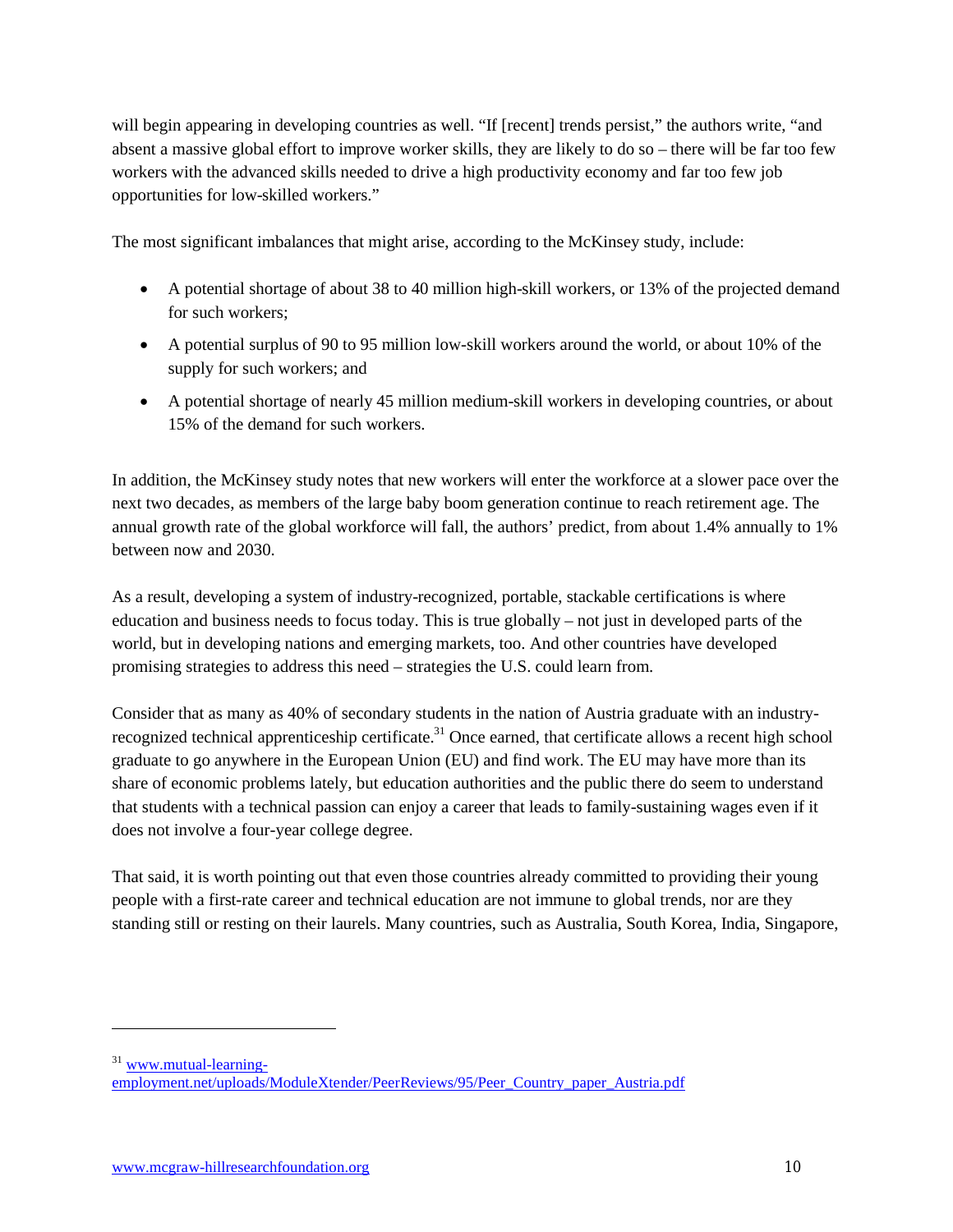will begin appearing in developing countries as well. "If [recent] trends persist," the authors write, "and absent a massive global effort to improve worker skills, they are likely to do so – there will be far too few workers with the advanced skills needed to drive a high productivity economy and far too few job opportunities for low-skilled workers."

The most significant imbalances that might arise, according to the McKinsey study, include:

- A potential shortage of about 38 to 40 million high-skill workers, or 13% of the projected demand for such workers;
- A potential surplus of 90 to 95 million low-skill workers around the world, or about 10% of the supply for such workers; and
- A potential shortage of nearly 45 million medium-skill workers in developing countries, or about 15% of the demand for such workers.

In addition, the McKinsey study notes that new workers will enter the workforce at a slower pace over the next two decades, as members of the large baby boom generation continue to reach retirement age. The annual growth rate of the global workforce will fall, the authors' predict, from about 1.4% annually to 1% between now and 2030.

As a result, developing a system of industry-recognized, portable, stackable certifications is where education and business needs to focus today. This is true globally – not just in developed parts of the world, but in developing nations and emerging markets, too. And other countries have developed promising strategies to address this need – strategies the U.S. could learn from.

Consider that as many as 40% of secondary students in the nation of Austria graduate with an industry-recognized technical apprenticeship certificate.[31] Once earned, that certificate allows a recent high school graduate to go anywhere in the European Union (EU) and find work. The EU may have more than its share of economic problems lately, but education authorities and the public there do seem to understand that students with a technical passion can enjoy a career that leads to family-sustaining wages even if it does not involve a four-year college degree.

That said, it is worth pointing out that even those countries already committed to providing their young people with a first-rate career and technical education are not immune to global trends, nor are they standing still or resting on their laurels. Many countries, such as Australia, South Korea, India, Singapore,

---

[31] www.mutual-learning-employment.net/uploads/ModuleXtender/PeerReviews/95/Peer_Country_paper_Austria.pdf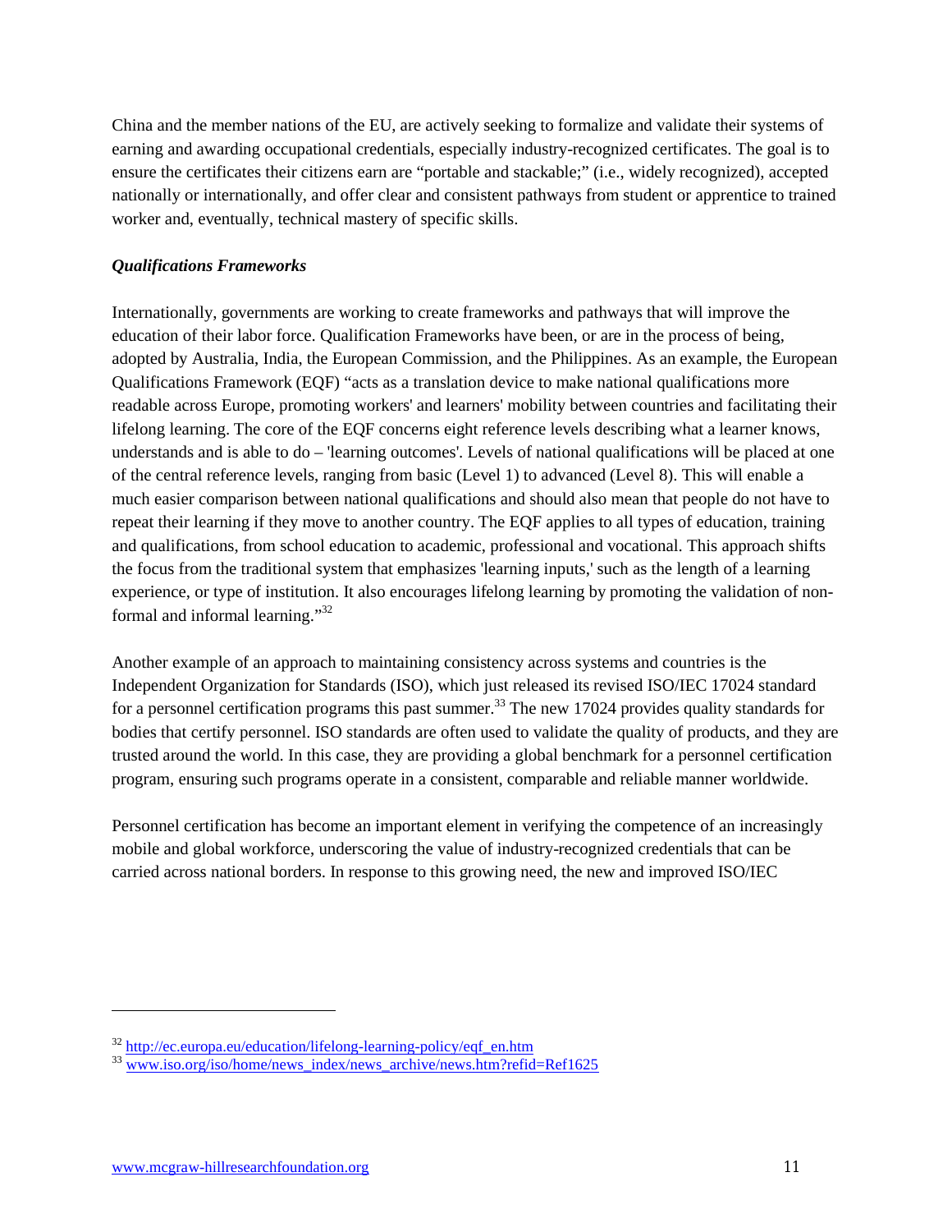China and the member nations of the EU, are actively seeking to formalize and validate their systems of earning and awarding occupational credentials, especially industry-recognized certificates. The goal is to ensure the certificates their citizens earn are "portable and stackable;" (i.e., widely recognized), accepted nationally or internationally, and offer clear and consistent pathways from student or apprentice to trained worker and, eventually, technical mastery of specific skills.

***Qualifications Frameworks***

Internationally, governments are working to create frameworks and pathways that will improve the education of their labor force. Qualification Frameworks have been, or are in the process of being, adopted by Australia, India, the European Commission, and the Philippines. As an example, the European Qualifications Framework (EQF) "acts as a translation device to make national qualifications more readable across Europe, promoting workers' and learners' mobility between countries and facilitating their lifelong learning. The core of the EQF concerns eight reference levels describing what a learner knows, understands and is able to do – 'learning outcomes'. Levels of national qualifications will be placed at one of the central reference levels, ranging from basic (Level 1) to advanced (Level 8). This will enable a much easier comparison between national qualifications and should also mean that people do not have to repeat their learning if they move to another country. The EQF applies to all types of education, training and qualifications, from school education to academic, professional and vocational. This approach shifts the focus from the traditional system that emphasizes 'learning inputs,' such as the length of a learning experience, or type of institution. It also encourages lifelong learning by promoting the validation of non-formal and informal learning."[32]

Another example of an approach to maintaining consistency across systems and countries is the Independent Organization for Standards (ISO), which just released its revised ISO/IEC 17024 standard for a personnel certification programs this past summer.[33] The new 17024 provides quality standards for bodies that certify personnel. ISO standards are often used to validate the quality of products, and they are trusted around the world. In this case, they are providing a global benchmark for a personnel certification program, ensuring such programs operate in a consistent, comparable and reliable manner worldwide.

Personnel certification has become an important element in verifying the competence of an increasingly mobile and global workforce, underscoring the value of industry-recognized credentials that can be carried across national borders. In response to this growing need, the new and improved ISO/IEC

---

[32] http://ec.europa.eu/education/lifelong-learning-policy/eqf_en.htm

[33] www.iso.org/iso/home/news_index/news_archive/news.htm?refid=Ref1625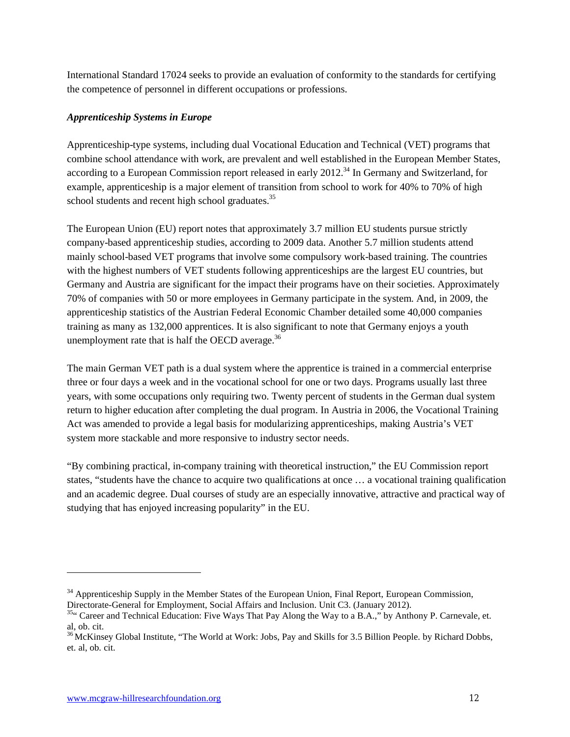International Standard 17024 seeks to provide an evaluation of conformity to the standards for certifying the competence of personnel in different occupations or professions.

***Apprenticeship Systems in Europe***

Apprenticeship-type systems, including dual Vocational Education and Technical (VET) programs that combine school attendance with work, are prevalent and well established in the European Member States, according to a European Commission report released in early 2012.[34] In Germany and Switzerland, for example, apprenticeship is a major element of transition from school to work for 40% to 70% of high school students and recent high school graduates.[35]

The European Union (EU) report notes that approximately 3.7 million EU students pursue strictly company-based apprenticeship studies, according to 2009 data. Another 5.7 million students attend mainly school-based VET programs that involve some compulsory work-based training. The countries with the highest numbers of VET students following apprenticeships are the largest EU countries, but Germany and Austria are significant for the impact their programs have on their societies. Approximately 70% of companies with 50 or more employees in Germany participate in the system. And, in 2009, the apprenticeship statistics of the Austrian Federal Economic Chamber detailed some 40,000 companies training as many as 132,000 apprentices. It is also significant to note that Germany enjoys a youth unemployment rate that is half the OECD average.[36]

The main German VET path is a dual system where the apprentice is trained in a commercial enterprise three or four days a week and in the vocational school for one or two days. Programs usually last three years, with some occupations only requiring two. Twenty percent of students in the German dual system return to higher education after completing the dual program. In Austria in 2006, the Vocational Training Act was amended to provide a legal basis for modularizing apprenticeships, making Austria's VET system more stackable and more responsive to industry sector needs.

"By combining practical, in-company training with theoretical instruction," the EU Commission report states, "students have the chance to acquire two qualifications at once … a vocational training qualification and an academic degree. Dual courses of study are an especially innovative, attractive and practical way of studying that has enjoyed increasing popularity" in the EU.

---

[34] Apprenticeship Supply in the Member States of the European Union, Final Report, European Commission, Directorate-General for Employment, Social Affairs and Inclusion. Unit C3. (January 2012).

[35] " Career and Technical Education: Five Ways That Pay Along the Way to a B.A.," by Anthony P. Carnevale, et. al, ob. cit.

[36] McKinsey Global Institute, "The World at Work: Jobs, Pay and Skills for 3.5 Billion People. by Richard Dobbs, et. al, ob. cit.

www.mcgraw-hillresearchfoundation.org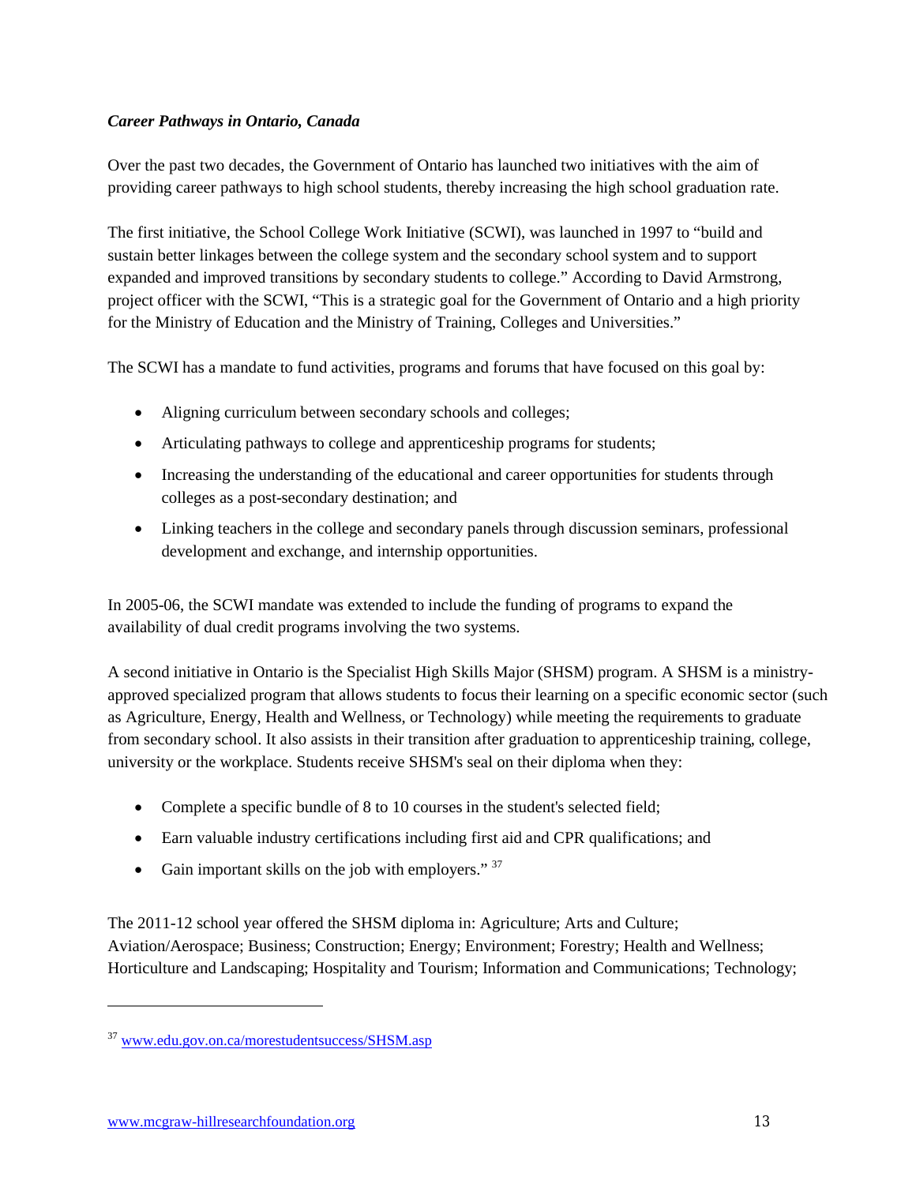***Career Pathways in Ontario, Canada***

Over the past two decades, the Government of Ontario has launched two initiatives with the aim of providing career pathways to high school students, thereby increasing the high school graduation rate.

The first initiative, the School College Work Initiative (SCWI), was launched in 1997 to "build and sustain better linkages between the college system and the secondary school system and to support expanded and improved transitions by secondary students to college." According to David Armstrong, project officer with the SCWI, "This is a strategic goal for the Government of Ontario and a high priority for the Ministry of Education and the Ministry of Training, Colleges and Universities."

The SCWI has a mandate to fund activities, programs and forums that have focused on this goal by:

- Aligning curriculum between secondary schools and colleges;
- Articulating pathways to college and apprenticeship programs for students;
- Increasing the understanding of the educational and career opportunities for students through colleges as a post-secondary destination; and
- Linking teachers in the college and secondary panels through discussion seminars, professional development and exchange, and internship opportunities.

In 2005-06, the SCWI mandate was extended to include the funding of programs to expand the availability of dual credit programs involving the two systems.

A second initiative in Ontario is the Specialist High Skills Major (SHSM) program. A SHSM is a ministry-approved specialized program that allows students to focus their learning on a specific economic sector (such as Agriculture, Energy, Health and Wellness, or Technology) while meeting the requirements to graduate from secondary school. It also assists in their transition after graduation to apprenticeship training, college, university or the workplace. Students receive SHSM's seal on their diploma when they:

- Complete a specific bundle of 8 to 10 courses in the student's selected field;
- Earn valuable industry certifications including first aid and CPR qualifications; and
- Gain important skills on the job with employers." [37]

The 2011-12 school year offered the SHSM diploma in: Agriculture; Arts and Culture; Aviation/Aerospace; Business; Construction; Energy; Environment; Forestry; Health and Wellness; Horticulture and Landscaping; Hospitality and Tourism; Information and Communications; Technology;

---

[37] www.edu.gov.on.ca/morestudentsuccess/SHSM.asp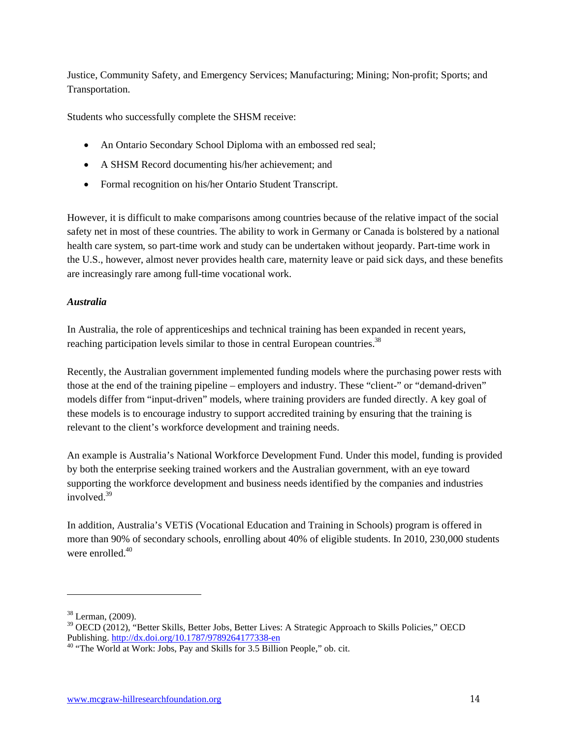Justice, Community Safety, and Emergency Services; Manufacturing; Mining; Non-profit; Sports; and Transportation.

Students who successfully complete the SHSM receive:

- An Ontario Secondary School Diploma with an embossed red seal;
- A SHSM Record documenting his/her achievement; and
- Formal recognition on his/her Ontario Student Transcript.

However, it is difficult to make comparisons among countries because of the relative impact of the social safety net in most of these countries. The ability to work in Germany or Canada is bolstered by a national health care system, so part-time work and study can be undertaken without jeopardy. Part-time work in the U.S., however, almost never provides health care, maternity leave or paid sick days, and these benefits are increasingly rare among full-time vocational work.

***Australia***

In Australia, the role of apprenticeships and technical training has been expanded in recent years, reaching participation levels similar to those in central European countries.[38]

Recently, the Australian government implemented funding models where the purchasing power rests with those at the end of the training pipeline – employers and industry. These "client-" or "demand-driven" models differ from "input-driven" models, where training providers are funded directly. A key goal of these models is to encourage industry to support accredited training by ensuring that the training is relevant to the client's workforce development and training needs.

An example is Australia's National Workforce Development Fund. Under this model, funding is provided by both the enterprise seeking trained workers and the Australian government, with an eye toward supporting the workforce development and business needs identified by the companies and industries involved.[39]

In addition, Australia's VETiS (Vocational Education and Training in Schools) program is offered in more than 90% of secondary schools, enrolling about 40% of eligible students. In 2010, 230,000 students were enrolled.[40]

---

[38] Lerman, (2009).

[39] OECD (2012), "Better Skills, Better Jobs, Better Lives: A Strategic Approach to Skills Policies," OECD Publishing. http://dx.doi.org/10.1787/9789264177338-en

[40] "The World at Work: Jobs, Pay and Skills for 3.5 Billion People," ob. cit.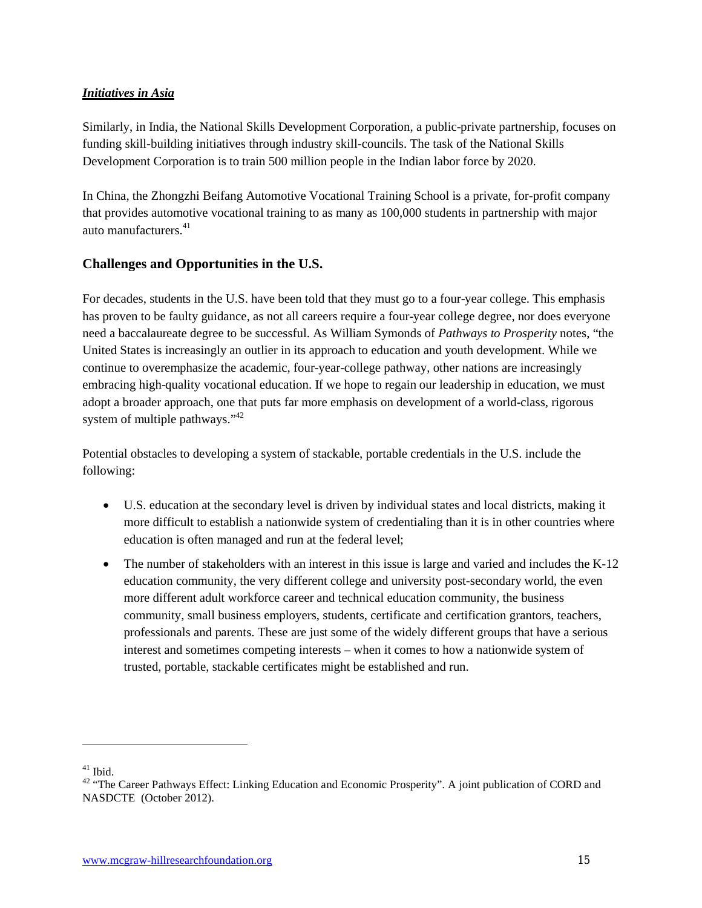***Initiatives in Asia***

Similarly, in India, the National Skills Development Corporation, a public-private partnership, focuses on funding skill-building initiatives through industry skill-councils. The task of the National Skills Development Corporation is to train 500 million people in the Indian labor force by 2020.

In China, the Zhongzhi Beifang Automotive Vocational Training School is a private, for-profit company that provides automotive vocational training to as many as 100,000 students in partnership with major auto manufacturers.[41]

## Challenges and Opportunities in the U.S.

For decades, students in the U.S. have been told that they must go to a four-year college. This emphasis has proven to be faulty guidance, as not all careers require a four-year college degree, nor does everyone need a baccalaureate degree to be successful. As William Symonds of *Pathways to Prosperity* notes, "the United States is increasingly an outlier in its approach to education and youth development. While we continue to overemphasize the academic, four-year-college pathway, other nations are increasingly embracing high-quality vocational education. If we hope to regain our leadership in education, we must adopt a broader approach, one that puts far more emphasis on development of a world-class, rigorous system of multiple pathways."[42]

Potential obstacles to developing a system of stackable, portable credentials in the U.S. include the following:

- U.S. education at the secondary level is driven by individual states and local districts, making it more difficult to establish a nationwide system of credentialing than it is in other countries where education is often managed and run at the federal level;
- The number of stakeholders with an interest in this issue is large and varied and includes the K-12 education community, the very different college and university post-secondary world, the even more different adult workforce career and technical education community, the business community, small business employers, students, certificate and certification grantors, teachers, professionals and parents. These are just some of the widely different groups that have a serious interest and sometimes competing interests – when it comes to how a nationwide system of trusted, portable, stackable certificates might be established and run.

---

[41] Ibid.

[42] "The Career Pathways Effect: Linking Education and Economic Prosperity". A joint publication of CORD and NASDCTE (October 2012).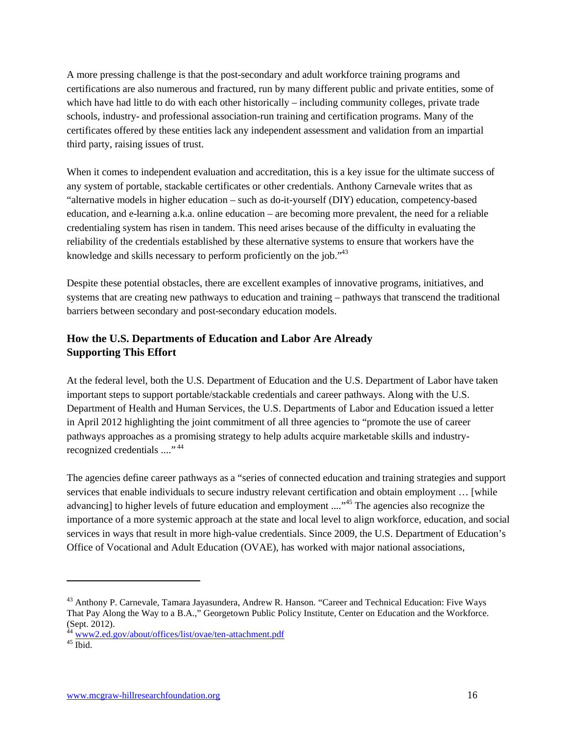A more pressing challenge is that the post-secondary and adult workforce training programs and certifications are also numerous and fractured, run by many different public and private entities, some of which have had little to do with each other historically – including community colleges, private trade schools, industry- and professional association-run training and certification programs. Many of the certificates offered by these entities lack any independent assessment and validation from an impartial third party, raising issues of trust.

When it comes to independent evaluation and accreditation, this is a key issue for the ultimate success of any system of portable, stackable certificates or other credentials. Anthony Carnevale writes that as "alternative models in higher education – such as do-it-yourself (DIY) education, competency-based education, and e-learning a.k.a. online education – are becoming more prevalent, the need for a reliable credentialing system has risen in tandem. This need arises because of the difficulty in evaluating the reliability of the credentials established by these alternative systems to ensure that workers have the knowledge and skills necessary to perform proficiently on the job."[43]

Despite these potential obstacles, there are excellent examples of innovative programs, initiatives, and systems that are creating new pathways to education and training – pathways that transcend the traditional barriers between secondary and post-secondary education models.

### How the U.S. Departments of Education and Labor Are Already Supporting This Effort

At the federal level, both the U.S. Department of Education and the U.S. Department of Labor have taken important steps to support portable/stackable credentials and career pathways. Along with the U.S. Department of Health and Human Services, the U.S. Departments of Labor and Education issued a letter in April 2012 highlighting the joint commitment of all three agencies to "promote the use of career pathways approaches as a promising strategy to help adults acquire marketable skills and industry-recognized credentials ...."[44]

The agencies define career pathways as a "series of connected education and training strategies and support services that enable individuals to secure industry relevant certification and obtain employment … [while advancing] to higher levels of future education and employment ...."[45] The agencies also recognize the importance of a more systemic approach at the state and local level to align workforce, education, and social services in ways that result in more high-value credentials. Since 2009, the U.S. Department of Education's Office of Vocational and Adult Education (OVAE), has worked with major national associations,

---

[43] Anthony P. Carnevale, Tamara Jayasundera, Andrew R. Hanson. "Career and Technical Education: Five Ways That Pay Along the Way to a B.A.," Georgetown Public Policy Institute, Center on Education and the Workforce. (Sept. 2012).

[44] www2.ed.gov/about/offices/list/ovae/ten-attachment.pdf

[45] Ibid.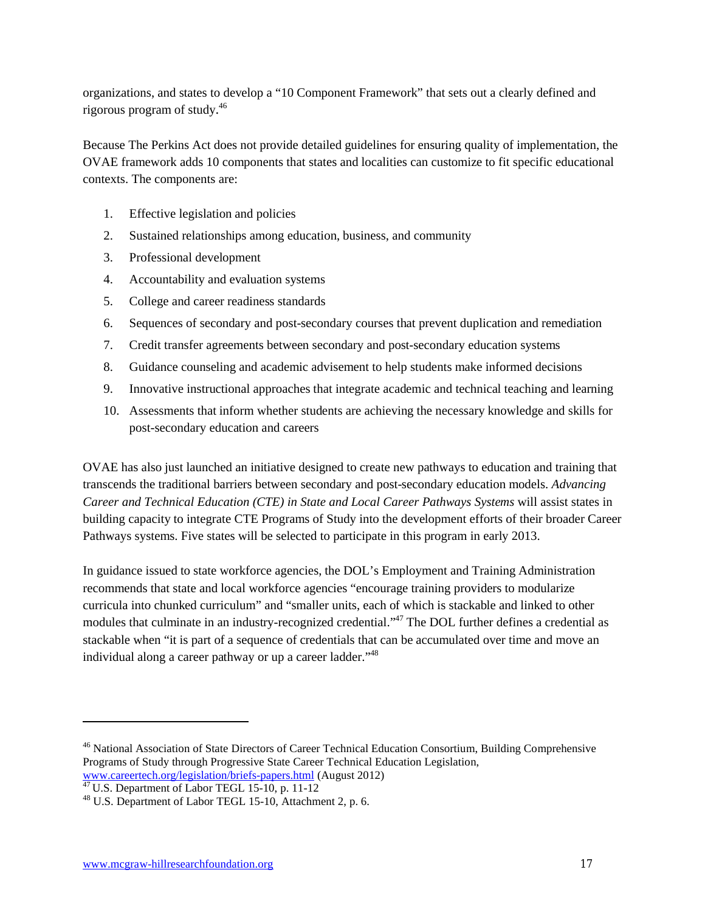organizations, and states to develop a "10 Component Framework" that sets out a clearly defined and rigorous program of study.[46]

Because The Perkins Act does not provide detailed guidelines for ensuring quality of implementation, the OVAE framework adds 10 components that states and localities can customize to fit specific educational contexts. The components are:

1. Effective legislation and policies
2. Sustained relationships among education, business, and community
3. Professional development
4. Accountability and evaluation systems
5. College and career readiness standards
6. Sequences of secondary and post-secondary courses that prevent duplication and remediation
7. Credit transfer agreements between secondary and post-secondary education systems
8. Guidance counseling and academic advisement to help students make informed decisions
9. Innovative instructional approaches that integrate academic and technical teaching and learning
10. Assessments that inform whether students are achieving the necessary knowledge and skills for post-secondary education and careers

OVAE has also just launched an initiative designed to create new pathways to education and training that transcends the traditional barriers between secondary and post-secondary education models. *Advancing Career and Technical Education (CTE) in State and Local Career Pathways Systems* will assist states in building capacity to integrate CTE Programs of Study into the development efforts of their broader Career Pathways systems. Five states will be selected to participate in this program in early 2013.

In guidance issued to state workforce agencies, the DOL's Employment and Training Administration recommends that state and local workforce agencies "encourage training providers to modularize curricula into chunked curriculum" and "smaller units, each of which is stackable and linked to other modules that culminate in an industry-recognized credential."[47] The DOL further defines a credential as stackable when "it is part of a sequence of credentials that can be accumulated over time and move an individual along a career pathway or up a career ladder."[48]

---

[46] National Association of State Directors of Career Technical Education Consortium, Building Comprehensive Programs of Study through Progressive State Career Technical Education Legislation, www.careertech.org/legislation/briefs-papers.html (August 2012)

[47] U.S. Department of Labor TEGL 15-10, p. 11-12

[48] U.S. Department of Labor TEGL 15-10, Attachment 2, p. 6.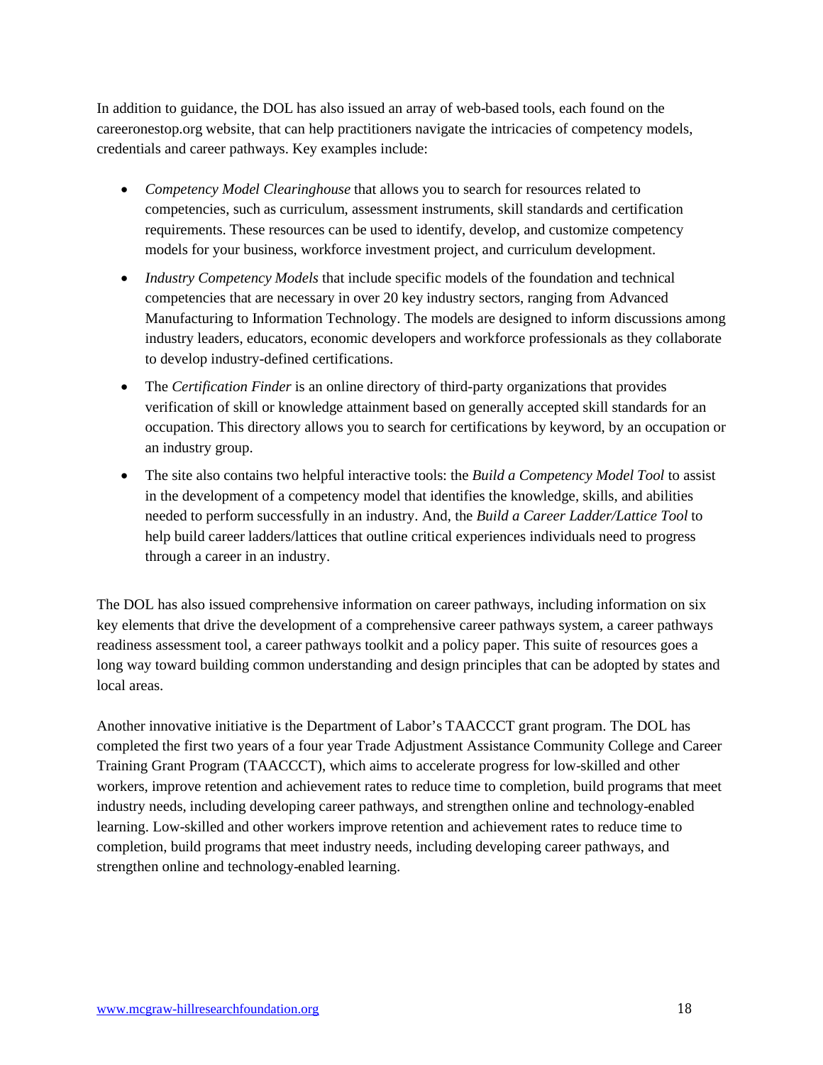In addition to guidance, the DOL has also issued an array of web-based tools, each found on the careeronestop.org website, that can help practitioners navigate the intricacies of competency models, credentials and career pathways. Key examples include:

- *Competency Model Clearinghouse* that allows you to search for resources related to competencies, such as curriculum, assessment instruments, skill standards and certification requirements. These resources can be used to identify, develop, and customize competency models for your business, workforce investment project, and curriculum development.
- *Industry Competency Models* that include specific models of the foundation and technical competencies that are necessary in over 20 key industry sectors, ranging from Advanced Manufacturing to Information Technology. The models are designed to inform discussions among industry leaders, educators, economic developers and workforce professionals as they collaborate to develop industry-defined certifications.
- The *Certification Finder* is an online directory of third-party organizations that provides verification of skill or knowledge attainment based on generally accepted skill standards for an occupation. This directory allows you to search for certifications by keyword, by an occupation or an industry group.
- The site also contains two helpful interactive tools: the *Build a Competency Model Tool* to assist in the development of a competency model that identifies the knowledge, skills, and abilities needed to perform successfully in an industry. And, the *Build a Career Ladder/Lattice Tool* to help build career ladders/lattices that outline critical experiences individuals need to progress through a career in an industry.

The DOL has also issued comprehensive information on career pathways, including information on six key elements that drive the development of a comprehensive career pathways system, a career pathways readiness assessment tool, a career pathways toolkit and a policy paper. This suite of resources goes a long way toward building common understanding and design principles that can be adopted by states and local areas.

Another innovative initiative is the Department of Labor's TAACCCT grant program. The DOL has completed the first two years of a four year Trade Adjustment Assistance Community College and Career Training Grant Program (TAACCCT), which aims to accelerate progress for low-skilled and other workers, improve retention and achievement rates to reduce time to completion, build programs that meet industry needs, including developing career pathways, and strengthen online and technology-enabled learning. Low-skilled and other workers improve retention and achievement rates to reduce time to completion, build programs that meet industry needs, including developing career pathways, and strengthen online and technology-enabled learning.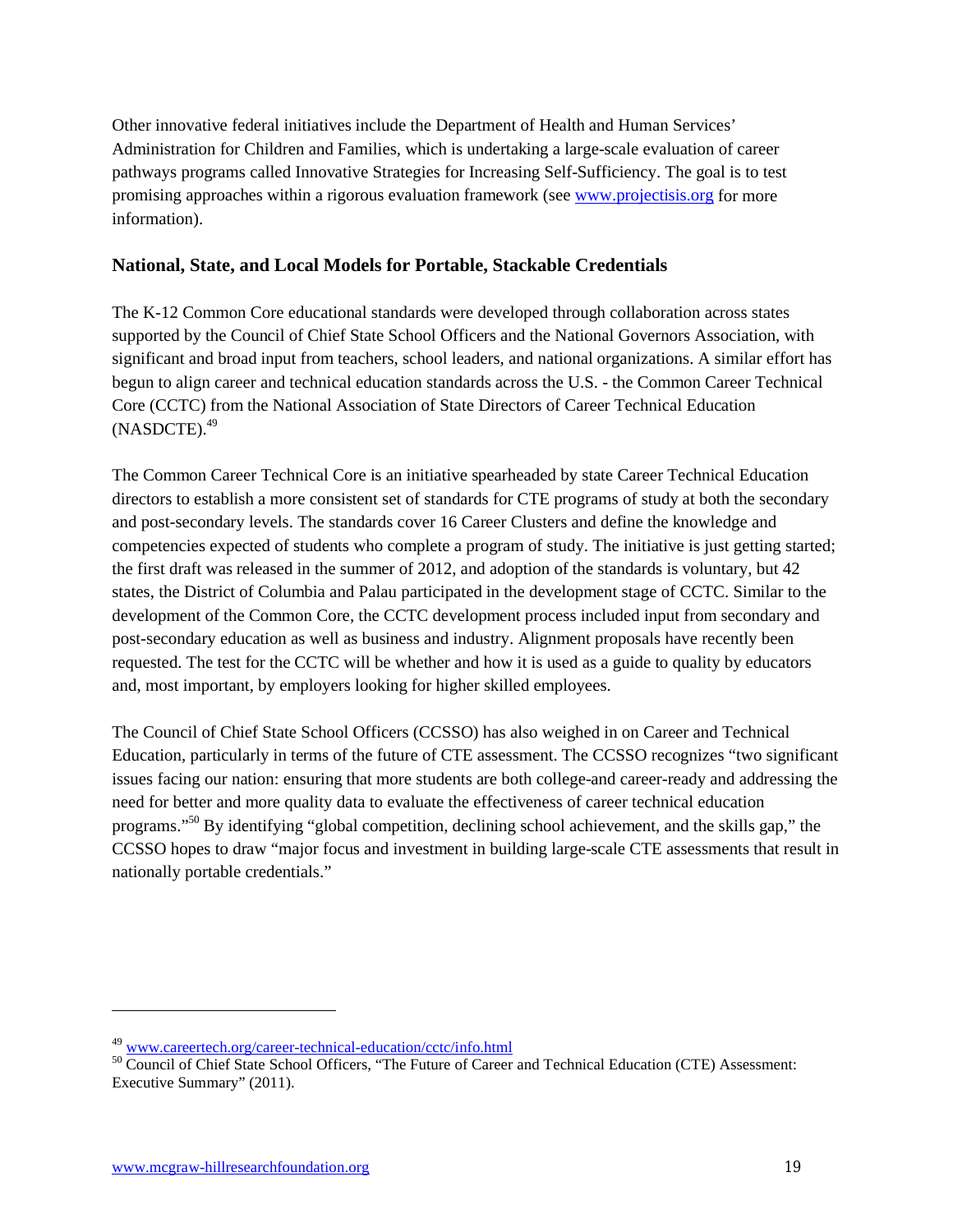Other innovative federal initiatives include the Department of Health and Human Services' Administration for Children and Families, which is undertaking a large-scale evaluation of career pathways programs called Innovative Strategies for Increasing Self-Sufficiency. The goal is to test promising approaches within a rigorous evaluation framework (see www.projectisis.org for more information).

### National, State, and Local Models for Portable, Stackable Credentials

The K-12 Common Core educational standards were developed through collaboration across states supported by the Council of Chief State School Officers and the National Governors Association, with significant and broad input from teachers, school leaders, and national organizations. A similar effort has begun to align career and technical education standards across the U.S. - the Common Career Technical Core (CCTC) from the National Association of State Directors of Career Technical Education (NASDCTE).[49]

The Common Career Technical Core is an initiative spearheaded by state Career Technical Education directors to establish a more consistent set of standards for CTE programs of study at both the secondary and post-secondary levels. The standards cover 16 Career Clusters and define the knowledge and competencies expected of students who complete a program of study. The initiative is just getting started; the first draft was released in the summer of 2012, and adoption of the standards is voluntary, but 42 states, the District of Columbia and Palau participated in the development stage of CCTC. Similar to the development of the Common Core, the CCTC development process included input from secondary and post-secondary education as well as business and industry. Alignment proposals have recently been requested. The test for the CCTC will be whether and how it is used as a guide to quality by educators and, most important, by employers looking for higher skilled employees.

The Council of Chief State School Officers (CCSSO) has also weighed in on Career and Technical Education, particularly in terms of the future of CTE assessment. The CCSSO recognizes "two significant issues facing our nation: ensuring that more students are both college-and career-ready and addressing the need for better and more quality data to evaluate the effectiveness of career technical education programs."[50] By identifying "global competition, declining school achievement, and the skills gap," the CCSSO hopes to draw "major focus and investment in building large-scale CTE assessments that result in nationally portable credentials."

---

[49] www.careertech.org/career-technical-education/cctc/info.html

[50] Council of Chief State School Officers, "The Future of Career and Technical Education (CTE) Assessment: Executive Summary" (2011).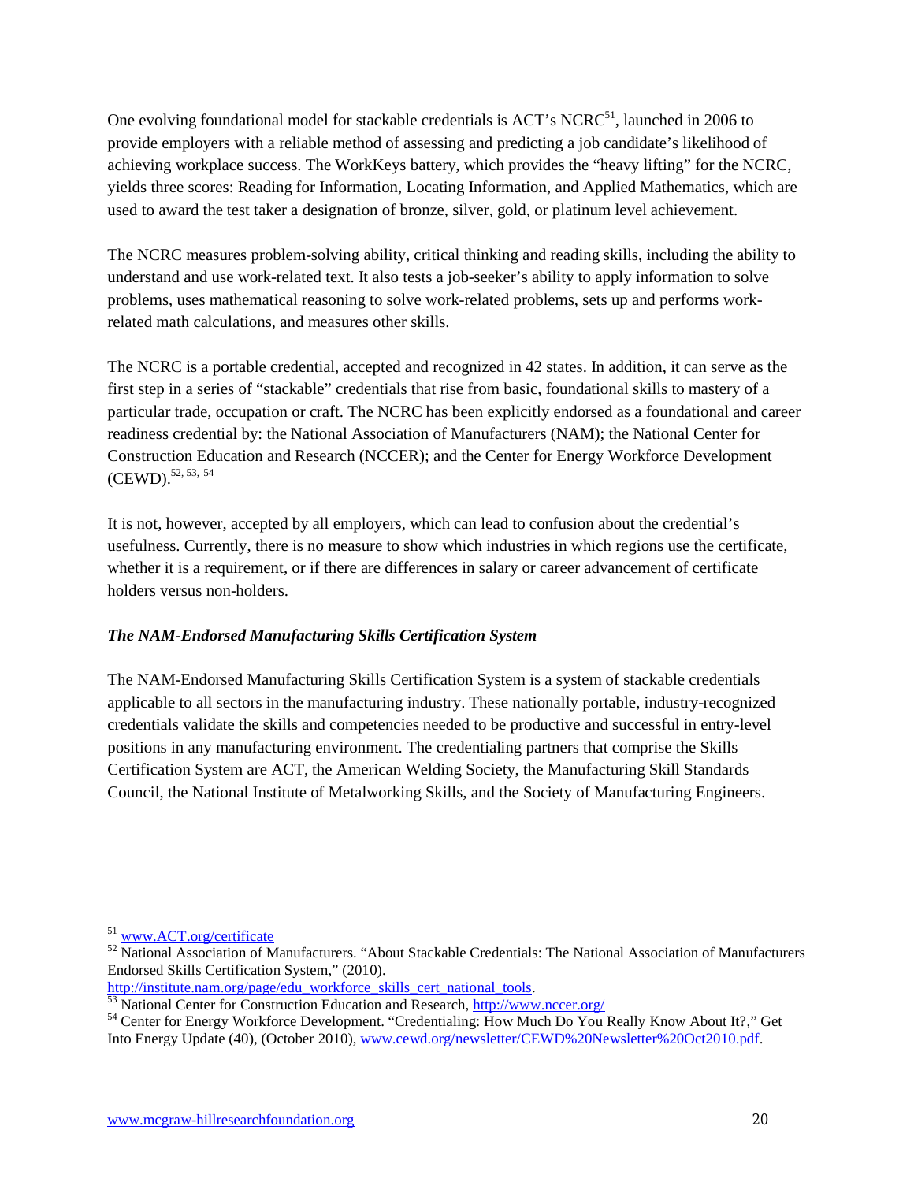One evolving foundational model for stackable credentials is ACT's NCRC[51], launched in 2006 to provide employers with a reliable method of assessing and predicting a job candidate's likelihood of achieving workplace success. The WorkKeys battery, which provides the "heavy lifting" for the NCRC, yields three scores: Reading for Information, Locating Information, and Applied Mathematics, which are used to award the test taker a designation of bronze, silver, gold, or platinum level achievement.

The NCRC measures problem-solving ability, critical thinking and reading skills, including the ability to understand and use work-related text. It also tests a job-seeker's ability to apply information to solve problems, uses mathematical reasoning to solve work-related problems, sets up and performs work-related math calculations, and measures other skills.

The NCRC is a portable credential, accepted and recognized in 42 states. In addition, it can serve as the first step in a series of "stackable" credentials that rise from basic, foundational skills to mastery of a particular trade, occupation or craft. The NCRC has been explicitly endorsed as a foundational and career readiness credential by: the National Association of Manufacturers (NAM); the National Center for Construction Education and Research (NCCER); and the Center for Energy Workforce Development (CEWD).[52, 53, 54]

It is not, however, accepted by all employers, which can lead to confusion about the credential's usefulness. Currently, there is no measure to show which industries in which regions use the certificate, whether it is a requirement, or if there are differences in salary or career advancement of certificate holders versus non-holders.

### *The NAM-Endorsed Manufacturing Skills Certification System*

The NAM-Endorsed Manufacturing Skills Certification System is a system of stackable credentials applicable to all sectors in the manufacturing industry. These nationally portable, industry-recognized credentials validate the skills and competencies needed to be productive and successful in entry-level positions in any manufacturing environment. The credentialing partners that comprise the Skills Certification System are ACT, the American Welding Society, the Manufacturing Skill Standards Council, the National Institute of Metalworking Skills, and the Society of Manufacturing Engineers.

---

[51] www.ACT.org/certificate

[52] National Association of Manufacturers. "About Stackable Credentials: The National Association of Manufacturers Endorsed Skills Certification System," (2010). http://institute.nam.org/page/edu_workforce_skills_cert_national_tools.

[53] National Center for Construction Education and Research, http://www.nccer.org/

[54] Center for Energy Workforce Development. "Credentialing: How Much Do You Really Know About It?," Get Into Energy Update (40), (October 2010), www.cewd.org/newsletter/CEWD%20Newsletter%20Oct2010.pdf.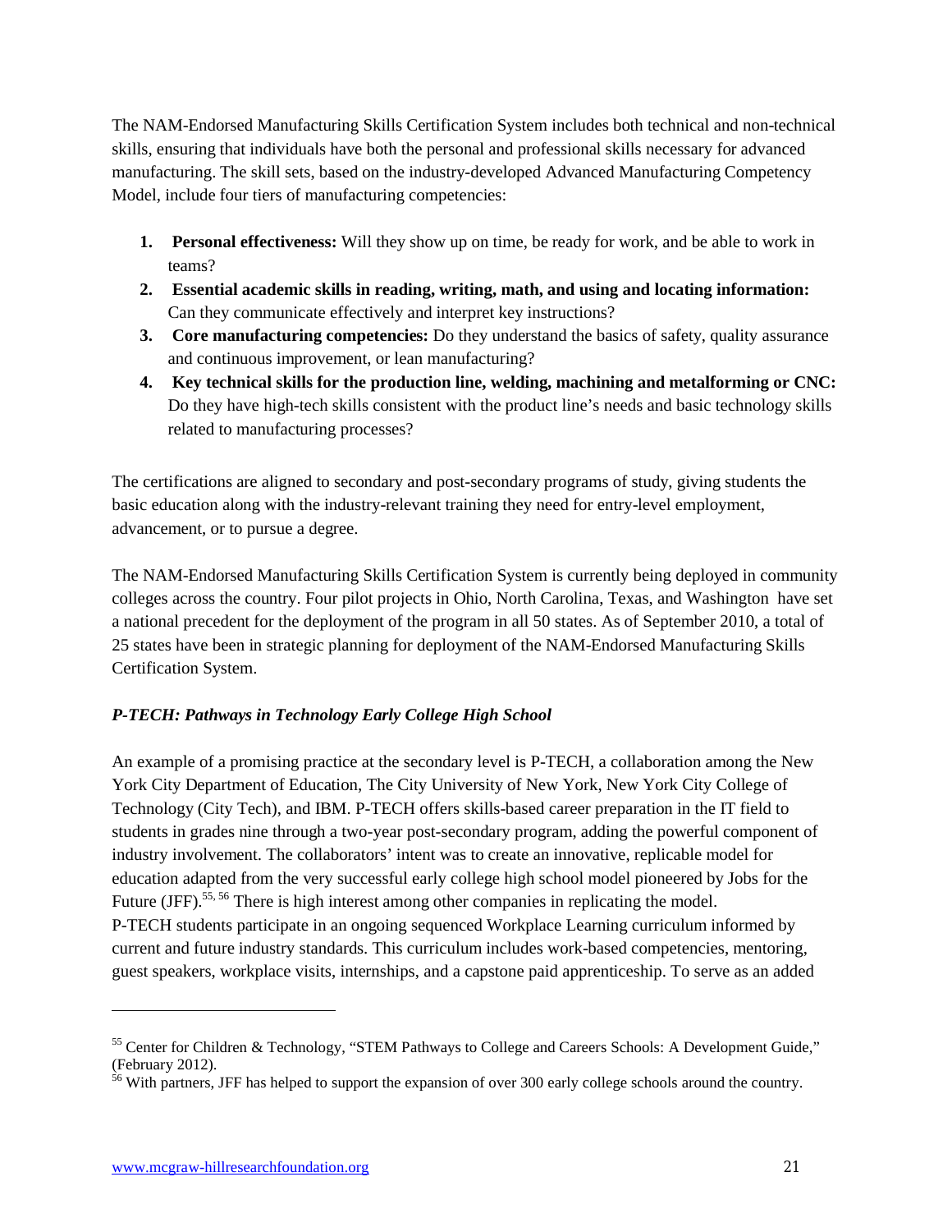The NAM-Endorsed Manufacturing Skills Certification System includes both technical and non-technical skills, ensuring that individuals have both the personal and professional skills necessary for advanced manufacturing. The skill sets, based on the industry-developed Advanced Manufacturing Competency Model, include four tiers of manufacturing competencies:

1. **Personal effectiveness:** Will they show up on time, be ready for work, and be able to work in teams?
2. **Essential academic skills in reading, writing, math, and using and locating information:** Can they communicate effectively and interpret key instructions?
3. **Core manufacturing competencies:** Do they understand the basics of safety, quality assurance and continuous improvement, or lean manufacturing?
4. **Key technical skills for the production line, welding, machining and metalforming or CNC:** Do they have high-tech skills consistent with the product line's needs and basic technology skills related to manufacturing processes?

The certifications are aligned to secondary and post-secondary programs of study, giving students the basic education along with the industry-relevant training they need for entry-level employment, advancement, or to pursue a degree.

The NAM-Endorsed Manufacturing Skills Certification System is currently being deployed in community colleges across the country. Four pilot projects in Ohio, North Carolina, Texas, and Washington have set a national precedent for the deployment of the program in all 50 states. As of September 2010, a total of 25 states have been in strategic planning for deployment of the NAM-Endorsed Manufacturing Skills Certification System.

### *P-TECH: Pathways in Technology Early College High School*

An example of a promising practice at the secondary level is P-TECH, a collaboration among the New York City Department of Education, The City University of New York, New York City College of Technology (City Tech), and IBM. P-TECH offers skills-based career preparation in the IT field to students in grades nine through a two-year post-secondary program, adding the powerful component of industry involvement. The collaborators' intent was to create an innovative, replicable model for education adapted from the very successful early college high school model pioneered by Jobs for the Future (JFF).[55, 56] There is high interest among other companies in replicating the model.
P-TECH students participate in an ongoing sequenced Workplace Learning curriculum informed by current and future industry standards. This curriculum includes work-based competencies, mentoring, guest speakers, workplace visits, internships, and a capstone paid apprenticeship. To serve as an added

---

[55] Center for Children & Technology, "STEM Pathways to College and Careers Schools: A Development Guide," (February 2012).

[56] With partners, JFF has helped to support the expansion of over 300 early college schools around the country.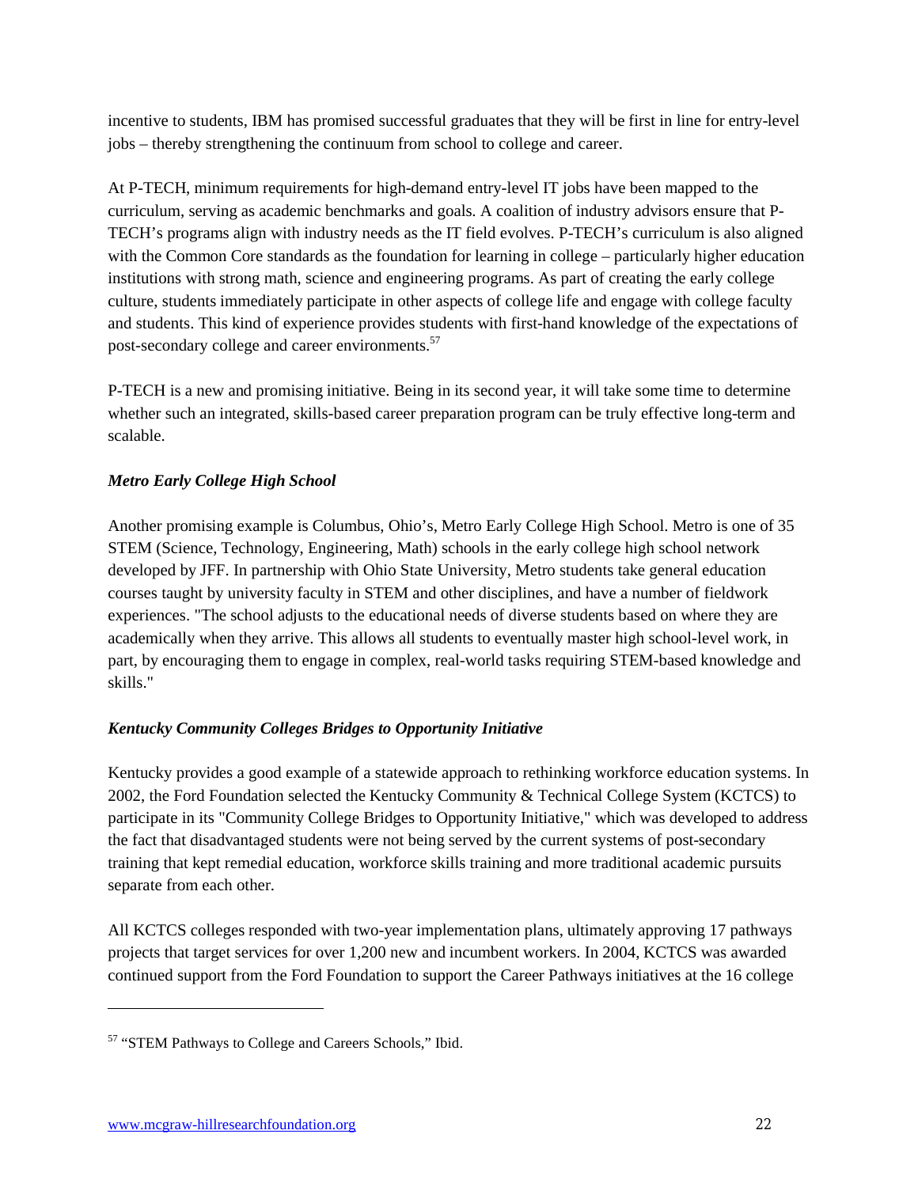incentive to students, IBM has promised successful graduates that they will be first in line for entry-level jobs – thereby strengthening the continuum from school to college and career.

At P-TECH, minimum requirements for high-demand entry-level IT jobs have been mapped to the curriculum, serving as academic benchmarks and goals. A coalition of industry advisors ensure that P-TECH's programs align with industry needs as the IT field evolves. P-TECH's curriculum is also aligned with the Common Core standards as the foundation for learning in college – particularly higher education institutions with strong math, science and engineering programs. As part of creating the early college culture, students immediately participate in other aspects of college life and engage with college faculty and students. This kind of experience provides students with first-hand knowledge of the expectations of post-secondary college and career environments.[57]

P-TECH is a new and promising initiative. Being in its second year, it will take some time to determine whether such an integrated, skills-based career preparation program can be truly effective long-term and scalable.

### *Metro Early College High School*

Another promising example is Columbus, Ohio's, Metro Early College High School. Metro is one of 35 STEM (Science, Technology, Engineering, Math) schools in the early college high school network developed by JFF. In partnership with Ohio State University, Metro students take general education courses taught by university faculty in STEM and other disciplines, and have a number of fieldwork experiences. "The school adjusts to the educational needs of diverse students based on where they are academically when they arrive. This allows all students to eventually master high school-level work, in part, by encouraging them to engage in complex, real-world tasks requiring STEM-based knowledge and skills."

### *Kentucky Community Colleges Bridges to Opportunity Initiative*

Kentucky provides a good example of a statewide approach to rethinking workforce education systems. In 2002, the Ford Foundation selected the Kentucky Community & Technical College System (KCTCS) to participate in its "Community College Bridges to Opportunity Initiative," which was developed to address the fact that disadvantaged students were not being served by the current systems of post-secondary training that kept remedial education, workforce skills training and more traditional academic pursuits separate from each other.

All KCTCS colleges responded with two-year implementation plans, ultimately approving 17 pathways projects that target services for over 1,200 new and incumbent workers. In 2004, KCTCS was awarded continued support from the Ford Foundation to support the Career Pathways initiatives at the 16 college

---

[57] "STEM Pathways to College and Careers Schools," Ibid.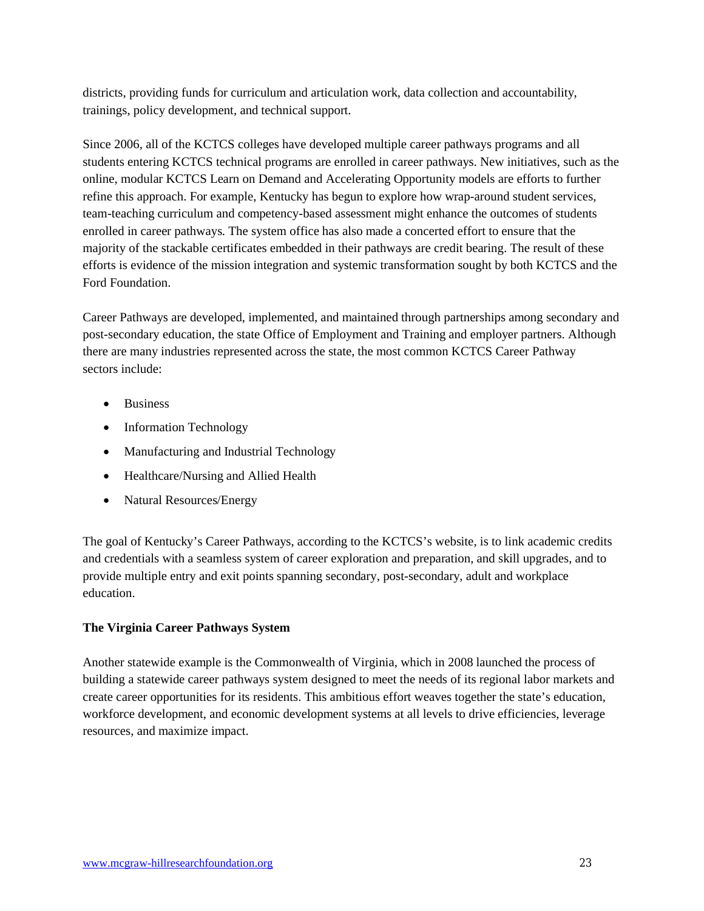districts, providing funds for curriculum and articulation work, data collection and accountability, trainings, policy development, and technical support.

Since 2006, all of the KCTCS colleges have developed multiple career pathways programs and all students entering KCTCS technical programs are enrolled in career pathways. New initiatives, such as the online, modular KCTCS Learn on Demand and Accelerating Opportunity models are efforts to further refine this approach. For example, Kentucky has begun to explore how wrap-around student services, team-teaching curriculum and competency-based assessment might enhance the outcomes of students enrolled in career pathways. The system office has also made a concerted effort to ensure that the majority of the stackable certificates embedded in their pathways are credit bearing. The result of these efforts is evidence of the mission integration and systemic transformation sought by both KCTCS and the Ford Foundation.

Career Pathways are developed, implemented, and maintained through partnerships among secondary and post-secondary education, the state Office of Employment and Training and employer partners. Although there are many industries represented across the state, the most common KCTCS Career Pathway sectors include:

- Business
- Information Technology
- Manufacturing and Industrial Technology
- Healthcare/Nursing and Allied Health
- Natural Resources/Energy

The goal of Kentucky's Career Pathways, according to the KCTCS's website, is to link academic credits and credentials with a seamless system of career exploration and preparation, and skill upgrades, and to provide multiple entry and exit points spanning secondary, post-secondary, adult and workplace education.

**The Virginia Career Pathways System**

Another statewide example is the Commonwealth of Virginia, which in 2008 launched the process of building a statewide career pathways system designed to meet the needs of its regional labor markets and create career opportunities for its residents. This ambitious effort weaves together the state's education, workforce development, and economic development systems at all levels to drive efficiencies, leverage resources, and maximize impact.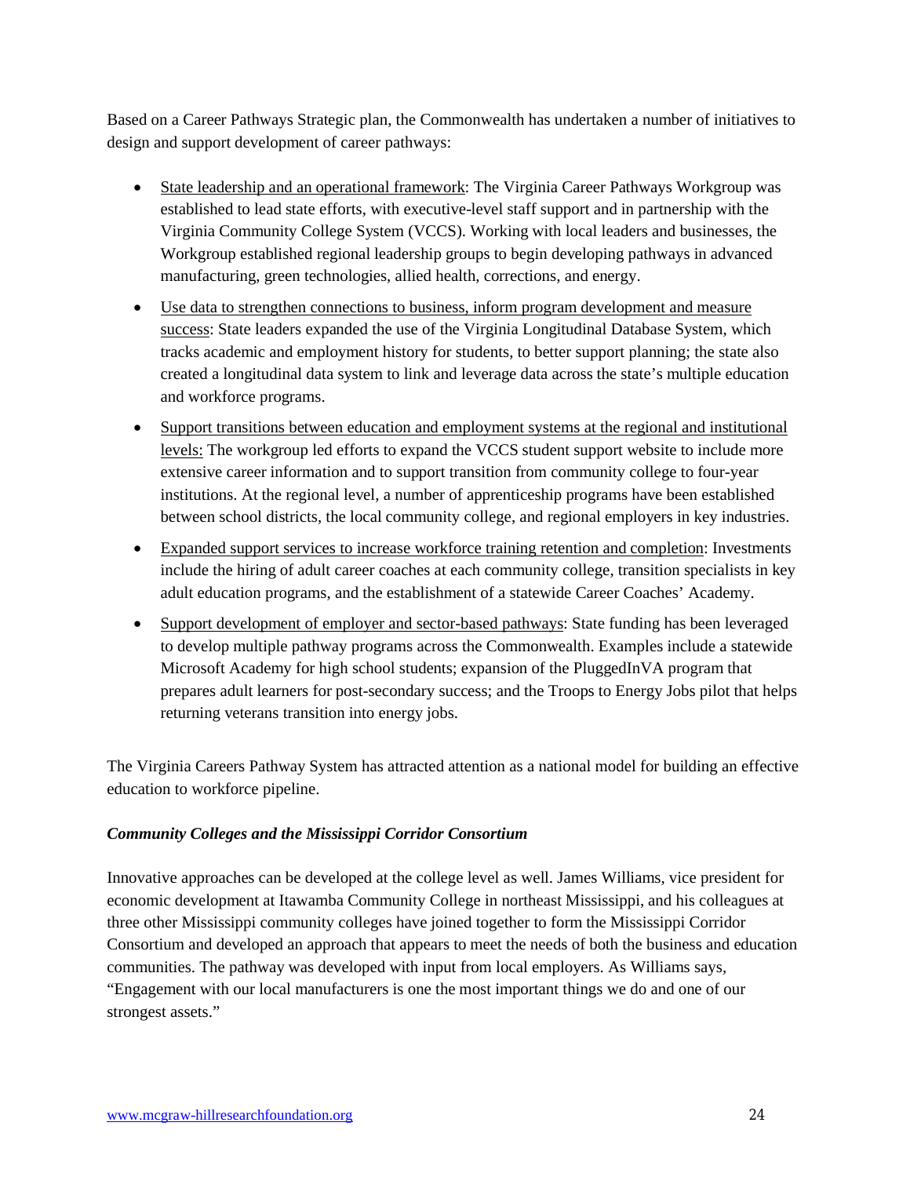Based on a Career Pathways Strategic plan, the Commonwealth has undertaken a number of initiatives to design and support development of career pathways:

- <u>State leadership and an operational framework</u>: The Virginia Career Pathways Workgroup was established to lead state efforts, with executive-level staff support and in partnership with the Virginia Community College System (VCCS). Working with local leaders and businesses, the Workgroup established regional leadership groups to begin developing pathways in advanced manufacturing, green technologies, allied health, corrections, and energy.
- <u>Use data to strengthen connections to business, inform program development and measure success</u>: State leaders expanded the use of the Virginia Longitudinal Database System, which tracks academic and employment history for students, to better support planning; the state also created a longitudinal data system to link and leverage data across the state's multiple education and workforce programs.
- <u>Support transitions between education and employment systems at the regional and institutional levels:</u> The workgroup led efforts to expand the VCCS student support website to include more extensive career information and to support transition from community college to four-year institutions. At the regional level, a number of apprenticeship programs have been established between school districts, the local community college, and regional employers in key industries.
- <u>Expanded support services to increase workforce training retention and completion</u>: Investments include the hiring of adult career coaches at each community college, transition specialists in key adult education programs, and the establishment of a statewide Career Coaches' Academy.
- <u>Support development of employer and sector-based pathways</u>: State funding has been leveraged to develop multiple pathway programs across the Commonwealth. Examples include a statewide Microsoft Academy for high school students; expansion of the PluggedInVA program that prepares adult learners for post-secondary success; and the Troops to Energy Jobs pilot that helps returning veterans transition into energy jobs.

The Virginia Careers Pathway System has attracted attention as a national model for building an effective education to workforce pipeline.

***Community Colleges and the Mississippi Corridor Consortium***

Innovative approaches can be developed at the college level as well. James Williams, vice president for economic development at Itawamba Community College in northeast Mississippi, and his colleagues at three other Mississippi community colleges have joined together to form the Mississippi Corridor Consortium and developed an approach that appears to meet the needs of both the business and education communities. The pathway was developed with input from local employers. As Williams says, "Engagement with our local manufacturers is one the most important things we do and one of our strongest assets."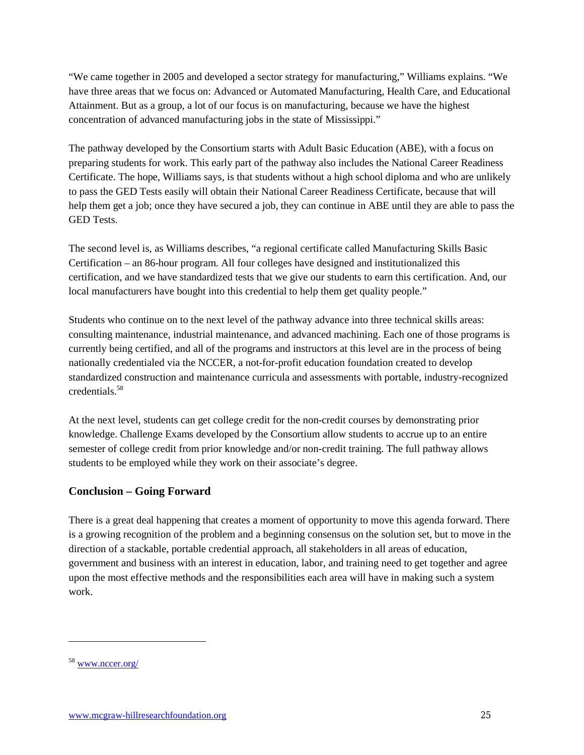"We came together in 2005 and developed a sector strategy for manufacturing," Williams explains. "We have three areas that we focus on: Advanced or Automated Manufacturing, Health Care, and Educational Attainment. But as a group, a lot of our focus is on manufacturing, because we have the highest concentration of advanced manufacturing jobs in the state of Mississippi."

The pathway developed by the Consortium starts with Adult Basic Education (ABE), with a focus on preparing students for work. This early part of the pathway also includes the National Career Readiness Certificate. The hope, Williams says, is that students without a high school diploma and who are unlikely to pass the GED Tests easily will obtain their National Career Readiness Certificate, because that will help them get a job; once they have secured a job, they can continue in ABE until they are able to pass the GED Tests.

The second level is, as Williams describes, "a regional certificate called Manufacturing Skills Basic Certification – an 86-hour program. All four colleges have designed and institutionalized this certification, and we have standardized tests that we give our students to earn this certification. And, our local manufacturers have bought into this credential to help them get quality people."

Students who continue on to the next level of the pathway advance into three technical skills areas: consulting maintenance, industrial maintenance, and advanced machining. Each one of those programs is currently being certified, and all of the programs and instructors at this level are in the process of being nationally credentialed via the NCCER, a not-for-profit education foundation created to develop standardized construction and maintenance curricula and assessments with portable, industry-recognized credentials.[58]

At the next level, students can get college credit for the non-credit courses by demonstrating prior knowledge. Challenge Exams developed by the Consortium allow students to accrue up to an entire semester of college credit from prior knowledge and/or non-credit training. The full pathway allows students to be employed while they work on their associate's degree.

## Conclusion – Going Forward

There is a great deal happening that creates a moment of opportunity to move this agenda forward. There is a growing recognition of the problem and a beginning consensus on the solution set, but to move in the direction of a stackable, portable credential approach, all stakeholders in all areas of education, government and business with an interest in education, labor, and training need to get together and agree upon the most effective methods and the responsibilities each area will have in making such a system work.

---

[58] www.nccer.org/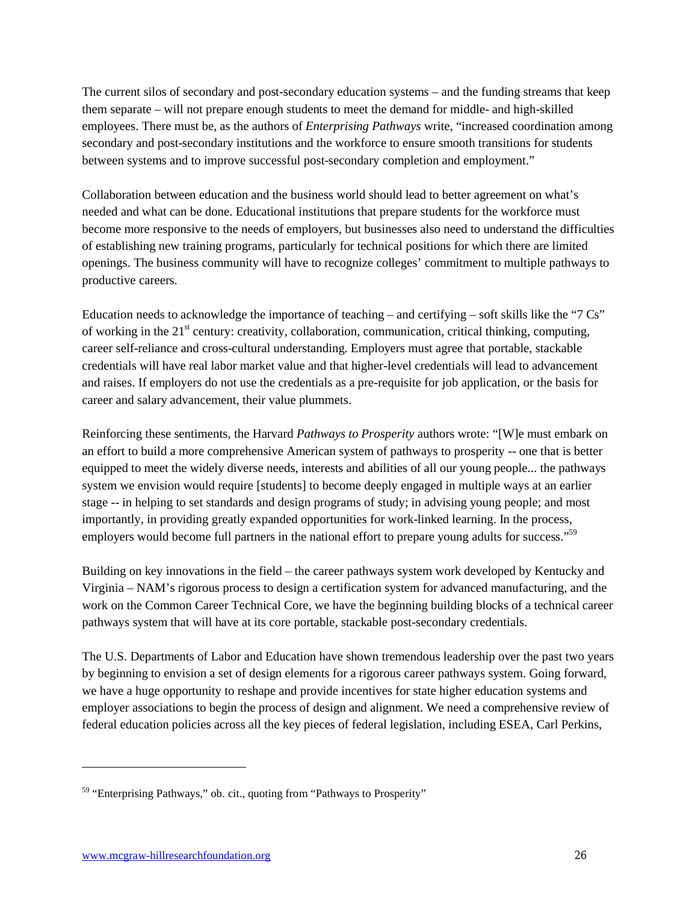The current silos of secondary and post-secondary education systems – and the funding streams that keep them separate – will not prepare enough students to meet the demand for middle- and high-skilled employees. There must be, as the authors of *Enterprising Pathways* write, "increased coordination among secondary and post-secondary institutions and the workforce to ensure smooth transitions for students between systems and to improve successful post-secondary completion and employment."

Collaboration between education and the business world should lead to better agreement on what's needed and what can be done. Educational institutions that prepare students for the workforce must become more responsive to the needs of employers, but businesses also need to understand the difficulties of establishing new training programs, particularly for technical positions for which there are limited openings. The business community will have to recognize colleges' commitment to multiple pathways to productive careers.

Education needs to acknowledge the importance of teaching – and certifying – soft skills like the "7 Cs" of working in the 21st century: creativity, collaboration, communication, critical thinking, computing, career self-reliance and cross-cultural understanding. Employers must agree that portable, stackable credentials will have real labor market value and that higher-level credentials will lead to advancement and raises. If employers do not use the credentials as a pre-requisite for job application, or the basis for career and salary advancement, their value plummets.

Reinforcing these sentiments, the Harvard *Pathways to Prosperity* authors wrote: "[W]e must embark on an effort to build a more comprehensive American system of pathways to prosperity -- one that is better equipped to meet the widely diverse needs, interests and abilities of all our young people... the pathways system we envision would require [students] to become deeply engaged in multiple ways at an earlier stage -- in helping to set standards and design programs of study; in advising young people; and most importantly, in providing greatly expanded opportunities for work-linked learning. In the process, employers would become full partners in the national effort to prepare young adults for success."[59]

Building on key innovations in the field – the career pathways system work developed by Kentucky and Virginia – NAM's rigorous process to design a certification system for advanced manufacturing, and the work on the Common Career Technical Core, we have the beginning building blocks of a technical career pathways system that will have at its core portable, stackable post-secondary credentials.

The U.S. Departments of Labor and Education have shown tremendous leadership over the past two years by beginning to envision a set of design elements for a rigorous career pathways system. Going forward, we have a huge opportunity to reshape and provide incentives for state higher education systems and employer associations to begin the process of design and alignment. We need a comprehensive review of federal education policies across all the key pieces of federal legislation, including ESEA, Carl Perkins,

---

[59] "Enterprising Pathways," ob. cit., quoting from "Pathways to Prosperity"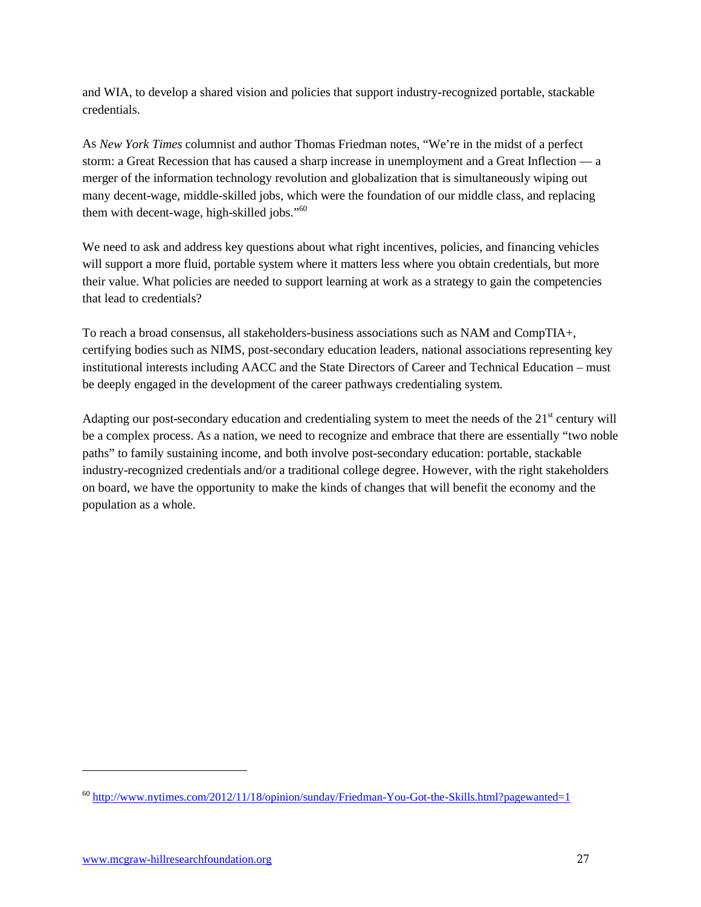and WIA, to develop a shared vision and policies that support industry-recognized portable, stackable credentials.

As *New York Times* columnist and author Thomas Friedman notes, "We're in the midst of a perfect storm: a Great Recession that has caused a sharp increase in unemployment and a Great Inflection — a merger of the information technology revolution and globalization that is simultaneously wiping out many decent-wage, middle-skilled jobs, which were the foundation of our middle class, and replacing them with decent-wage, high-skilled jobs."[60]

We need to ask and address key questions about what right incentives, policies, and financing vehicles will support a more fluid, portable system where it matters less where you obtain credentials, but more their value. What policies are needed to support learning at work as a strategy to gain the competencies that lead to credentials?

To reach a broad consensus, all stakeholders-business associations such as NAM and CompTIA+, certifying bodies such as NIMS, post-secondary education leaders, national associations representing key institutional interests including AACC and the State Directors of Career and Technical Education – must be deeply engaged in the development of the career pathways credentialing system.

Adapting our post-secondary education and credentialing system to meet the needs of the 21st century will be a complex process. As a nation, we need to recognize and embrace that there are essentially "two noble paths" to family sustaining income, and both involve post-secondary education: portable, stackable industry-recognized credentials and/or a traditional college degree. However, with the right stakeholders on board, we have the opportunity to make the kinds of changes that will benefit the economy and the population as a whole.

---

[60] http://www.nytimes.com/2012/11/18/opinion/sunday/Friedman-You-Got-the-Skills.html?pagewanted=1